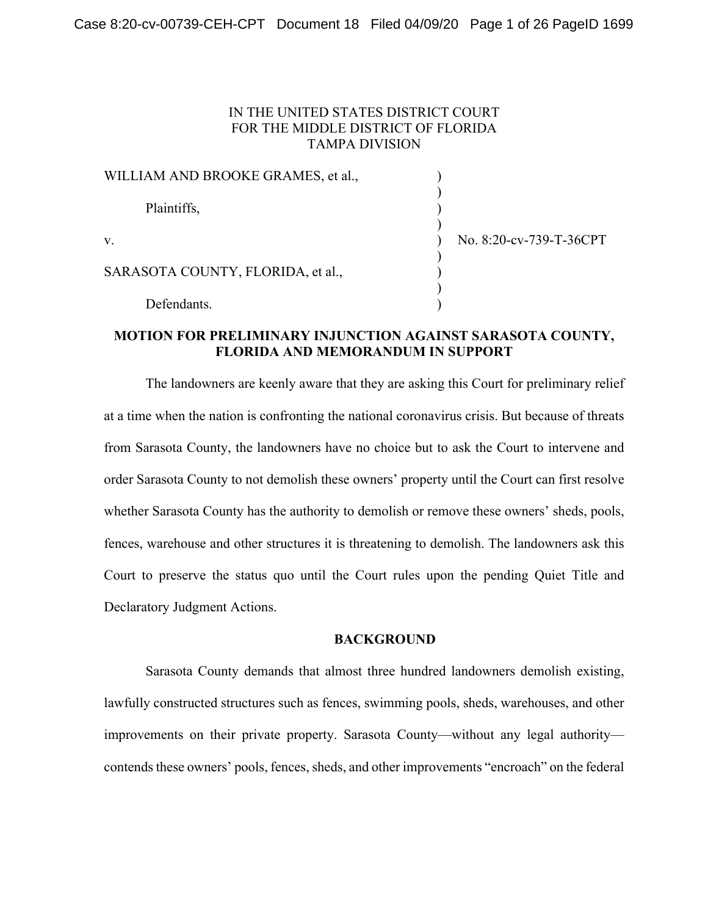IN THE UNITED STATES DISTRICT COURT
FOR THE MIDDLE DISTRICT OF FLORIDA
TAMPA DIVISION

WILLIAM AND BROOKE GRAMES, et al.,

Plaintiffs,

v.

SARASOTA COUNTY, FLORIDA, et al.,

Defendants.

No. 8:20-cv-739-T-36CPT

**MOTION FOR PRELIMINARY INJUNCTION AGAINST SARASOTA COUNTY, FLORIDA AND MEMORANDUM IN SUPPORT**

The landowners are keenly aware that they are asking this Court for preliminary relief at a time when the nation is confronting the national coronavirus crisis. But because of threats from Sarasota County, the landowners have no choice but to ask the Court to intervene and order Sarasota County to not demolish these owners' property until the Court can first resolve whether Sarasota County has the authority to demolish or remove these owners' sheds, pools, fences, warehouse and other structures it is threatening to demolish. The landowners ask this Court to preserve the status quo until the Court rules upon the pending Quiet Title and Declaratory Judgment Actions.

**BACKGROUND**

Sarasota County demands that almost three hundred landowners demolish existing, lawfully constructed structures such as fences, swimming pools, sheds, warehouses, and other improvements on their private property. Sarasota County—without any legal authority—contends these owners' pools, fences, sheds, and other improvements "encroach" on the federal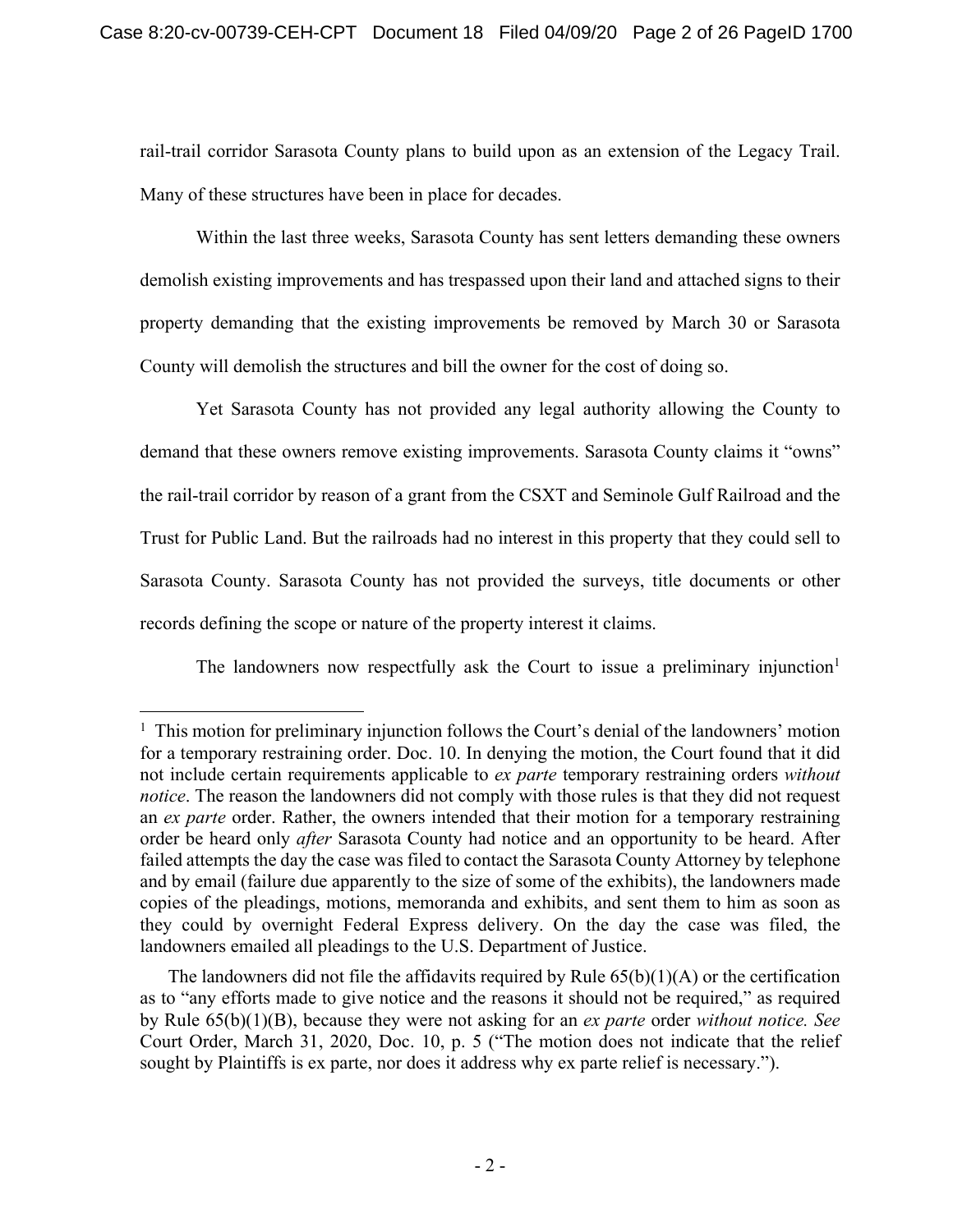rail-trail corridor Sarasota County plans to build upon as an extension of the Legacy Trail. Many of these structures have been in place for decades.

Within the last three weeks, Sarasota County has sent letters demanding these owners demolish existing improvements and has trespassed upon their land and attached signs to their property demanding that the existing improvements be removed by March 30 or Sarasota County will demolish the structures and bill the owner for the cost of doing so.

Yet Sarasota County has not provided any legal authority allowing the County to demand that these owners remove existing improvements. Sarasota County claims it "owns" the rail-trail corridor by reason of a grant from the CSXT and Seminole Gulf Railroad and the Trust for Public Land. But the railroads had no interest in this property that they could sell to Sarasota County. Sarasota County has not provided the surveys, title documents or other records defining the scope or nature of the property interest it claims.

The landowners now respectfully ask the Court to issue a preliminary injunction[1]

---

[1] This motion for preliminary injunction follows the Court's denial of the landowners' motion for a temporary restraining order. Doc. 10. In denying the motion, the Court found that it did not include certain requirements applicable to *ex parte* temporary restraining orders *without notice*. The reason the landowners did not comply with those rules is that they did not request an *ex parte* order. Rather, the owners intended that their motion for a temporary restraining order be heard only *after* Sarasota County had notice and an opportunity to be heard. After failed attempts the day the case was filed to contact the Sarasota County Attorney by telephone and by email (failure due apparently to the size of some of the exhibits), the landowners made copies of the pleadings, motions, memoranda and exhibits, and sent them to him as soon as they could by overnight Federal Express delivery. On the day the case was filed, the landowners emailed all pleadings to the U.S. Department of Justice.

The landowners did not file the affidavits required by Rule 65(b)(1)(A) or the certification as to "any efforts made to give notice and the reasons it should not be required," as required by Rule 65(b)(1)(B), because they were not asking for an *ex parte* order *without notice. See* Court Order, March 31, 2020, Doc. 10, p. 5 ("The motion does not indicate that the relief sought by Plaintiffs is ex parte, nor does it address why ex parte relief is necessary.").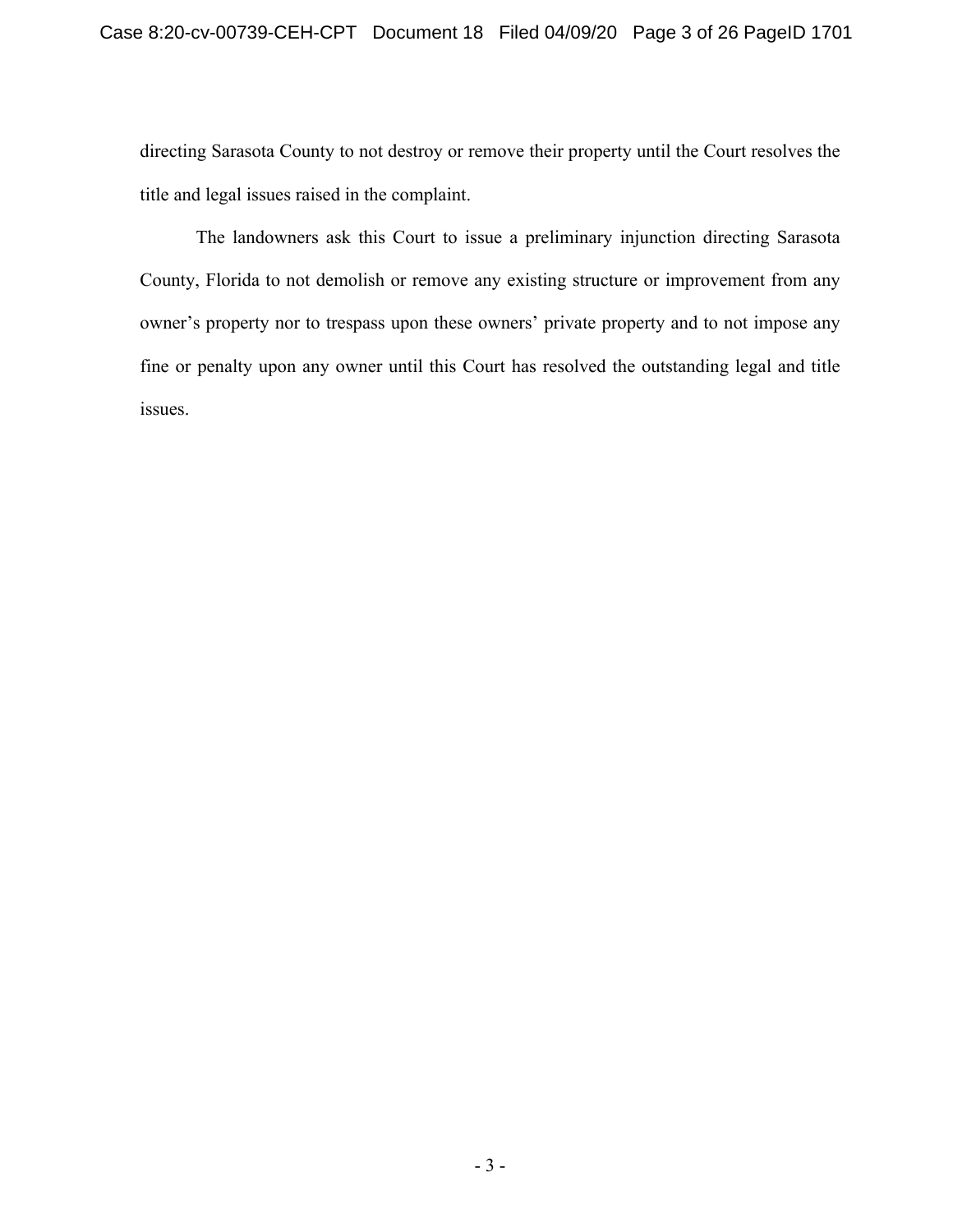directing Sarasota County to not destroy or remove their property until the Court resolves the title and legal issues raised in the complaint.

The landowners ask this Court to issue a preliminary injunction directing Sarasota County, Florida to not demolish or remove any existing structure or improvement from any owner's property nor to trespass upon these owners' private property and to not impose any fine or penalty upon any owner until this Court has resolved the outstanding legal and title issues.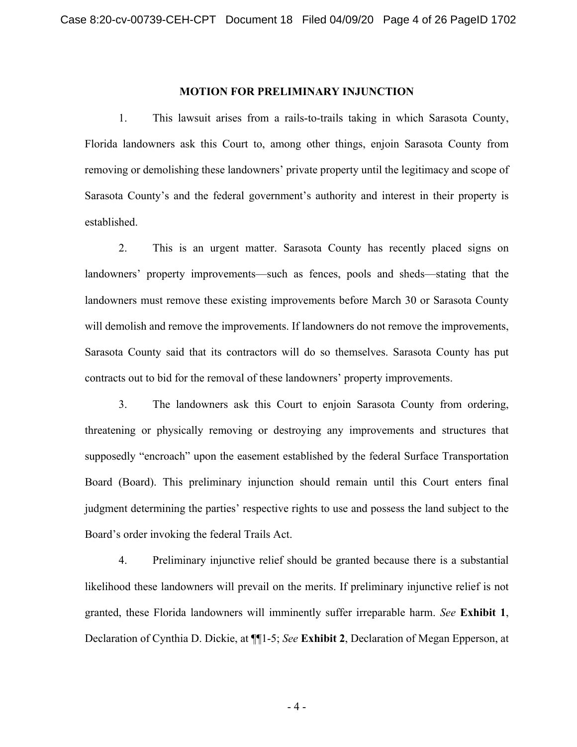## MOTION FOR PRELIMINARY INJUNCTION

1. This lawsuit arises from a rails-to-trails taking in which Sarasota County, Florida landowners ask this Court to, among other things, enjoin Sarasota County from removing or demolishing these landowners' private property until the legitimacy and scope of Sarasota County's and the federal government's authority and interest in their property is established.

2. This is an urgent matter. Sarasota County has recently placed signs on landowners' property improvements—such as fences, pools and sheds—stating that the landowners must remove these existing improvements before March 30 or Sarasota County will demolish and remove the improvements. If landowners do not remove the improvements, Sarasota County said that its contractors will do so themselves. Sarasota County has put contracts out to bid for the removal of these landowners' property improvements.

3. The landowners ask this Court to enjoin Sarasota County from ordering, threatening or physically removing or destroying any improvements and structures that supposedly "encroach" upon the easement established by the federal Surface Transportation Board (Board). This preliminary injunction should remain until this Court enters final judgment determining the parties' respective rights to use and possess the land subject to the Board's order invoking the federal Trails Act.

4. Preliminary injunctive relief should be granted because there is a substantial likelihood these landowners will prevail on the merits. If preliminary injunctive relief is not granted, these Florida landowners will imminently suffer irreparable harm. *See* **Exhibit 1**, Declaration of Cynthia D. Dickie, at ¶¶1-5; *See* **Exhibit 2**, Declaration of Megan Epperson, at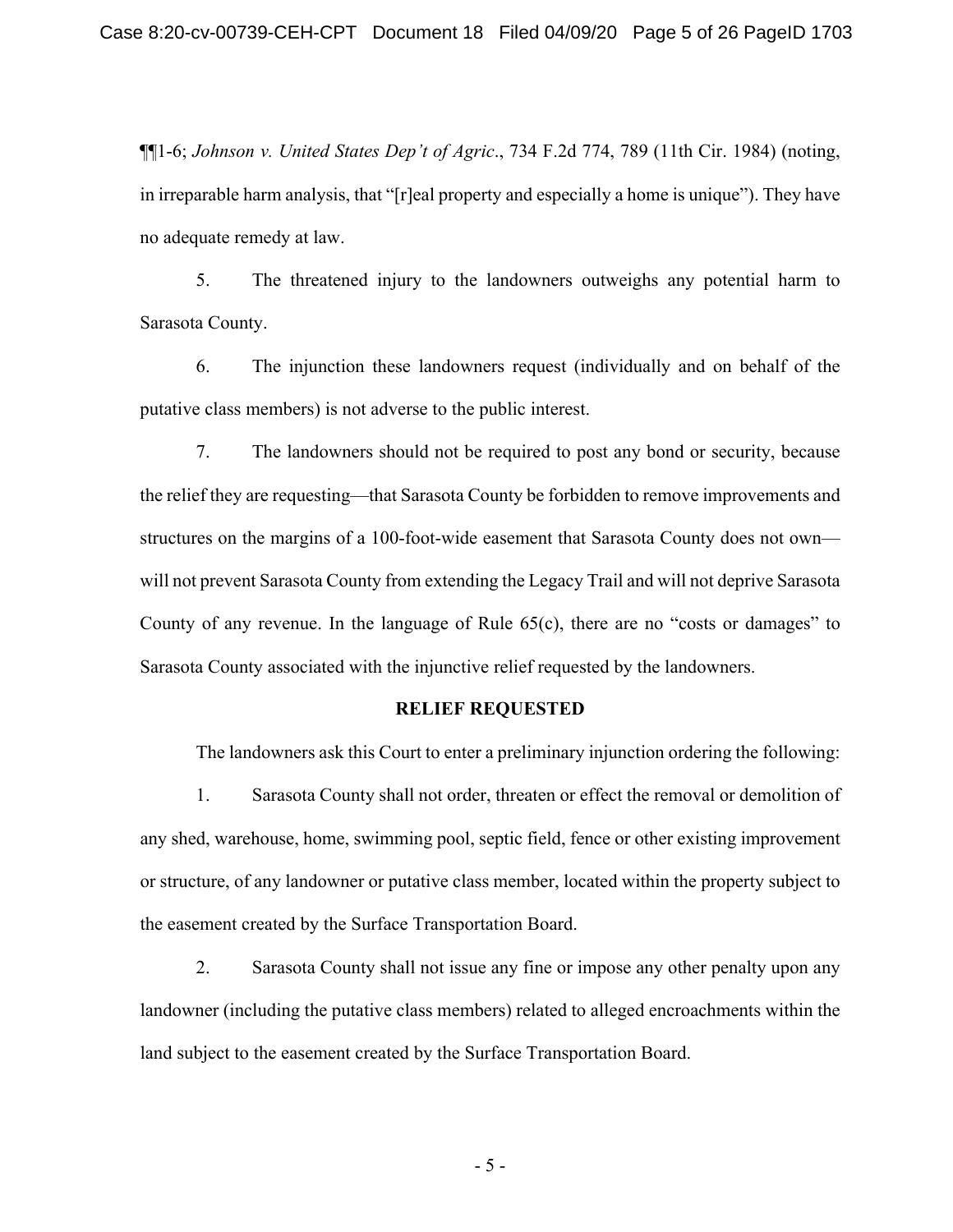¶¶1-6; *Johnson v. United States Dep't of Agric*., 734 F.2d 774, 789 (11th Cir. 1984) (noting, in irreparable harm analysis, that "[r]eal property and especially a home is unique"). They have no adequate remedy at law.

5. The threatened injury to the landowners outweighs any potential harm to Sarasota County.

6. The injunction these landowners request (individually and on behalf of the putative class members) is not adverse to the public interest.

7. The landowners should not be required to post any bond or security, because the relief they are requesting—that Sarasota County be forbidden to remove improvements and structures on the margins of a 100-foot-wide easement that Sarasota County does not own—will not prevent Sarasota County from extending the Legacy Trail and will not deprive Sarasota County of any revenue. In the language of Rule 65(c), there are no "costs or damages" to Sarasota County associated with the injunctive relief requested by the landowners.

**RELIEF REQUESTED**

The landowners ask this Court to enter a preliminary injunction ordering the following:

1. Sarasota County shall not order, threaten or effect the removal or demolition of any shed, warehouse, home, swimming pool, septic field, fence or other existing improvement or structure, of any landowner or putative class member, located within the property subject to the easement created by the Surface Transportation Board.

2. Sarasota County shall not issue any fine or impose any other penalty upon any landowner (including the putative class members) related to alleged encroachments within the land subject to the easement created by the Surface Transportation Board.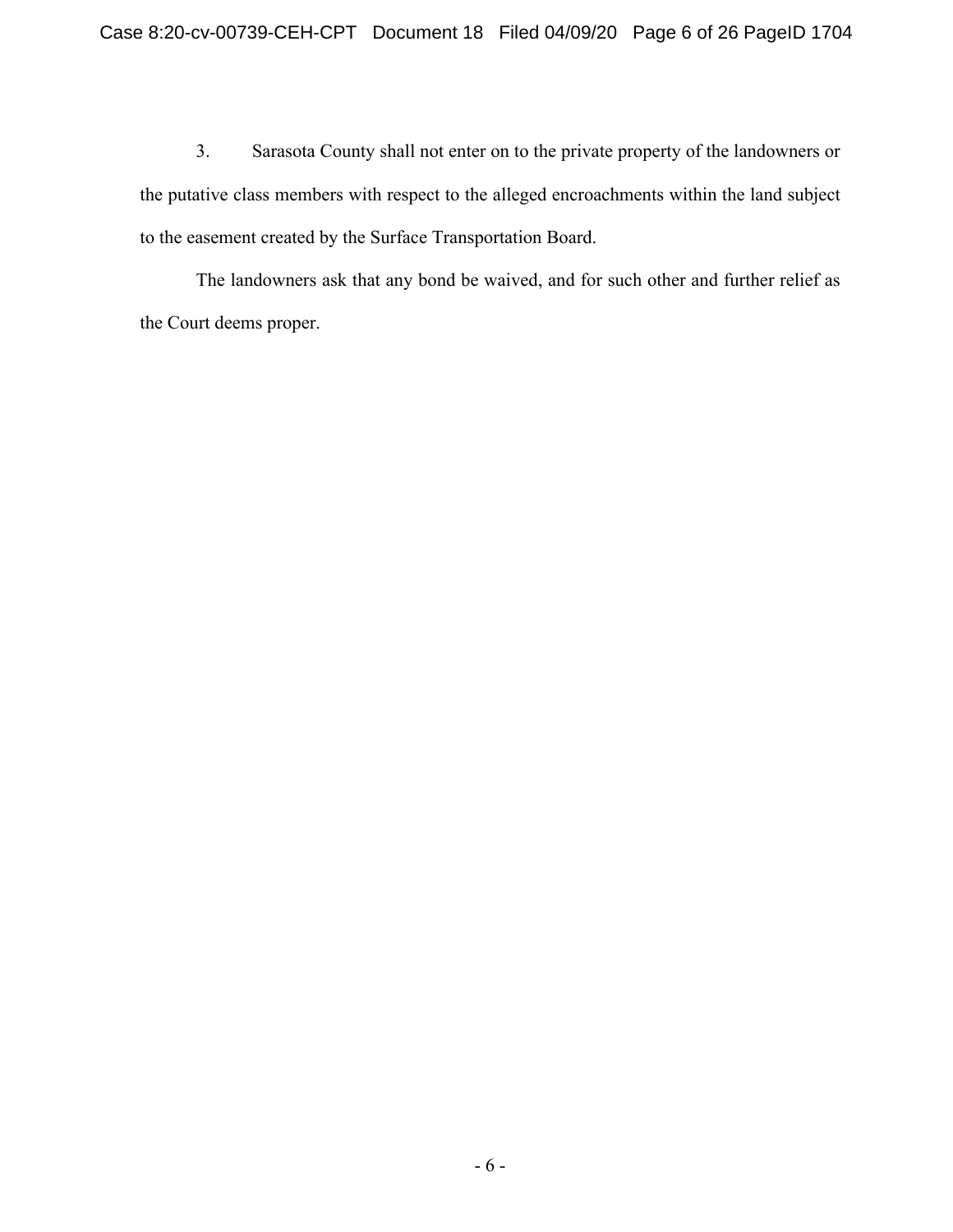3. Sarasota County shall not enter on to the private property of the landowners or the putative class members with respect to the alleged encroachments within the land subject to the easement created by the Surface Transportation Board.

The landowners ask that any bond be waived, and for such other and further relief as the Court deems proper.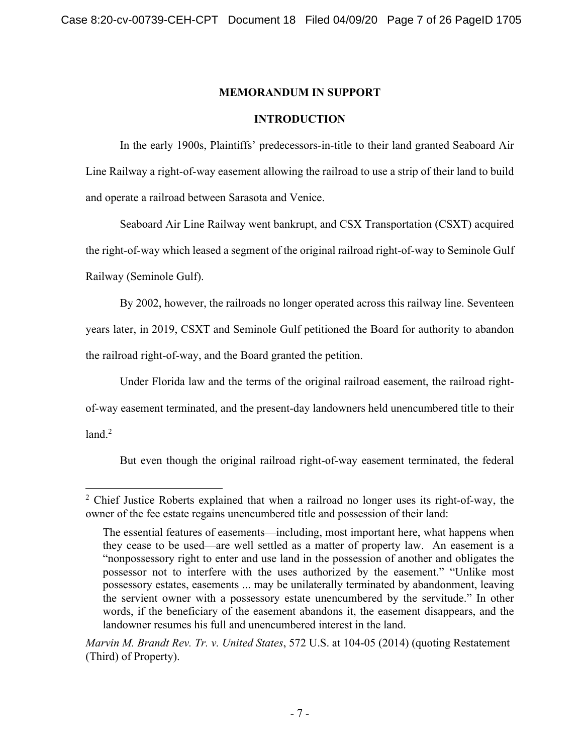## MEMORANDUM IN SUPPORT

## INTRODUCTION

In the early 1900s, Plaintiffs' predecessors-in-title to their land granted Seaboard Air Line Railway a right-of-way easement allowing the railroad to use a strip of their land to build and operate a railroad between Sarasota and Venice.

Seaboard Air Line Railway went bankrupt, and CSX Transportation (CSXT) acquired the right-of-way which leased a segment of the original railroad right-of-way to Seminole Gulf Railway (Seminole Gulf).

By 2002, however, the railroads no longer operated across this railway line. Seventeen years later, in 2019, CSXT and Seminole Gulf petitioned the Board for authority to abandon the railroad right-of-way, and the Board granted the petition.

Under Florida law and the terms of the original railroad easement, the railroad right-of-way easement terminated, and the present-day landowners held unencumbered title to their land.[2]

But even though the original railroad right-of-way easement terminated, the federal

---

[2] Chief Justice Roberts explained that when a railroad no longer uses its right-of-way, the owner of the fee estate regains unencumbered title and possession of their land:

> The essential features of easements—including, most important here, what happens when they cease to be used—are well settled as a matter of property law. An easement is a "nonpossessory right to enter and use land in the possession of another and obligates the possessor not to interfere with the uses authorized by the easement." "Unlike most possessory estates, easements ... may be unilaterally terminated by abandonment, leaving the servient owner with a possessory estate unencumbered by the servitude." In other words, if the beneficiary of the easement abandons it, the easement disappears, and the landowner resumes his full and unencumbered interest in the land.

*Marvin M. Brandt Rev. Tr. v. United States*, 572 U.S. at 104-05 (2014) (quoting Restatement (Third) of Property).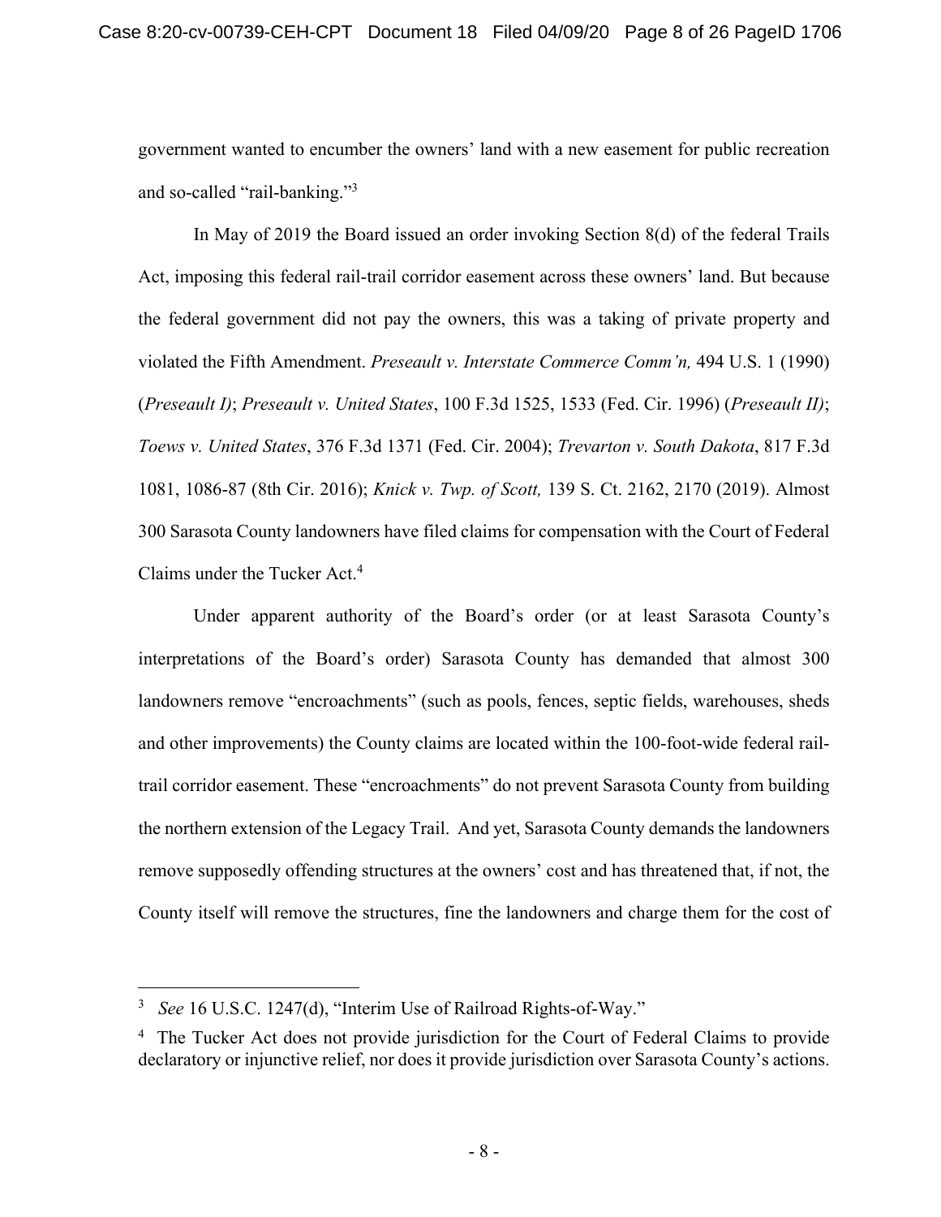government wanted to encumber the owners' land with a new easement for public recreation and so-called "rail-banking."[3]

In May of 2019 the Board issued an order invoking Section 8(d) of the federal Trails Act, imposing this federal rail-trail corridor easement across these owners' land. But because the federal government did not pay the owners, this was a taking of private property and violated the Fifth Amendment. *Preseault v. Interstate Commerce Comm'n,* 494 U.S. 1 (1990) (*Preseault I)*; *Preseault v. United States*, 100 F.3d 1525, 1533 (Fed. Cir. 1996) (*Preseault II)*; *Toews v. United States*, 376 F.3d 1371 (Fed. Cir. 2004); *Trevarton v. South Dakota*, 817 F.3d 1081, 1086-87 (8th Cir. 2016); *Knick v. Twp. of Scott,* 139 S. Ct. 2162, 2170 (2019). Almost 300 Sarasota County landowners have filed claims for compensation with the Court of Federal Claims under the Tucker Act.[4]

Under apparent authority of the Board's order (or at least Sarasota County's interpretations of the Board's order) Sarasota County has demanded that almost 300 landowners remove "encroachments" (such as pools, fences, septic fields, warehouses, sheds and other improvements) the County claims are located within the 100-foot-wide federal rail-trail corridor easement. These "encroachments" do not prevent Sarasota County from building the northern extension of the Legacy Trail. And yet, Sarasota County demands the landowners remove supposedly offending structures at the owners' cost and has threatened that, if not, the County itself will remove the structures, fine the landowners and charge them for the cost of

---

[3] *See* 16 U.S.C. 1247(d), "Interim Use of Railroad Rights-of-Way."

[4] The Tucker Act does not provide jurisdiction for the Court of Federal Claims to provide declaratory or injunctive relief, nor does it provide jurisdiction over Sarasota County's actions.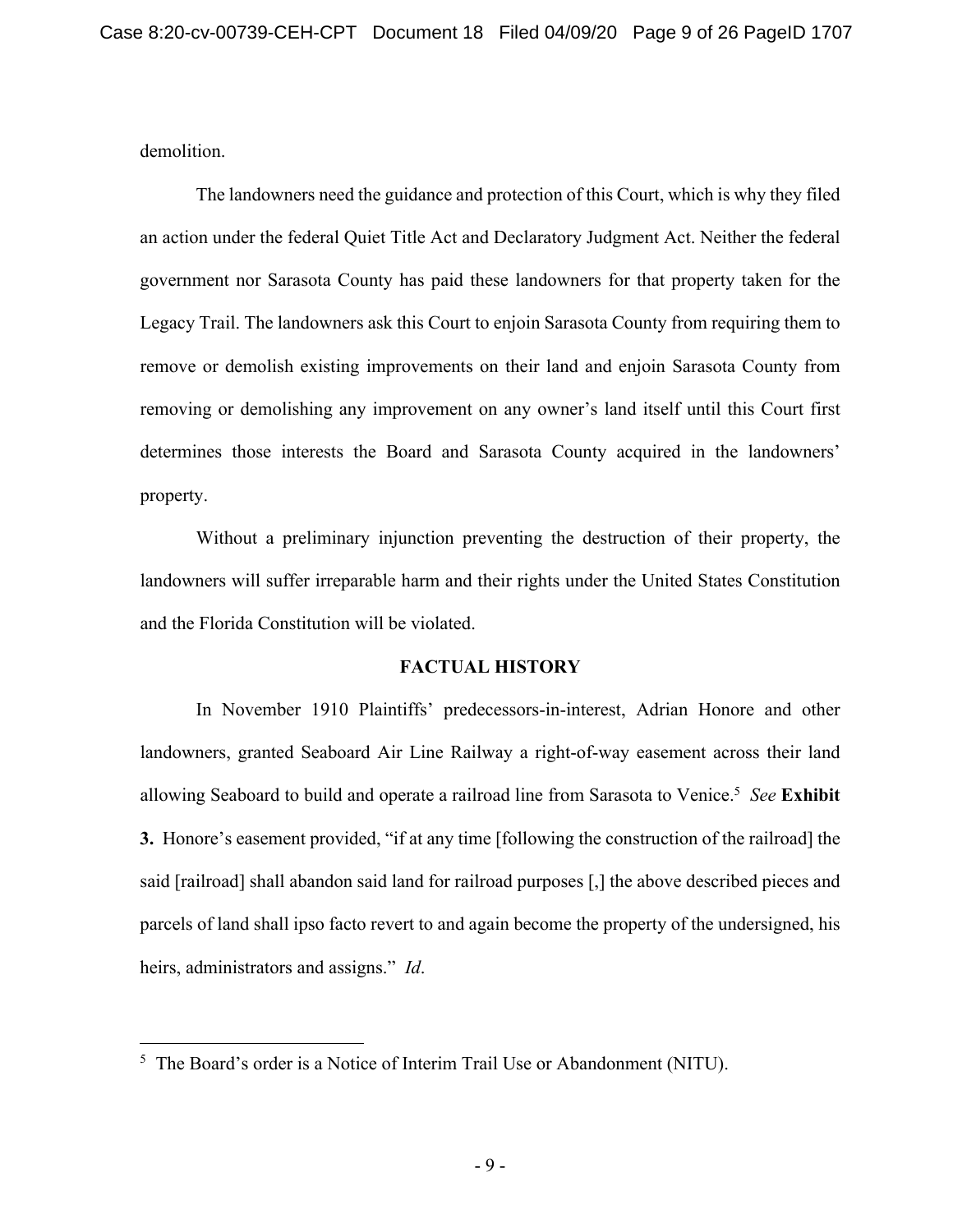demolition.

The landowners need the guidance and protection of this Court, which is why they filed an action under the federal Quiet Title Act and Declaratory Judgment Act. Neither the federal government nor Sarasota County has paid these landowners for that property taken for the Legacy Trail. The landowners ask this Court to enjoin Sarasota County from requiring them to remove or demolish existing improvements on their land and enjoin Sarasota County from removing or demolishing any improvement on any owner's land itself until this Court first determines those interests the Board and Sarasota County acquired in the landowners' property.

Without a preliminary injunction preventing the destruction of their property, the landowners will suffer irreparable harm and their rights under the United States Constitution and the Florida Constitution will be violated.

## FACTUAL HISTORY

In November 1910 Plaintiffs' predecessors-in-interest, Adrian Honore and other landowners, granted Seaboard Air Line Railway a right-of-way easement across their land allowing Seaboard to build and operate a railroad line from Sarasota to Venice.[5] *See* **Exhibit 3.** Honore's easement provided, "if at any time [following the construction of the railroad] the said [railroad] shall abandon said land for railroad purposes [,] the above described pieces and parcels of land shall ipso facto revert to and again become the property of the undersigned, his heirs, administrators and assigns." *Id*.

[5] The Board's order is a Notice of Interim Trail Use or Abandonment (NITU).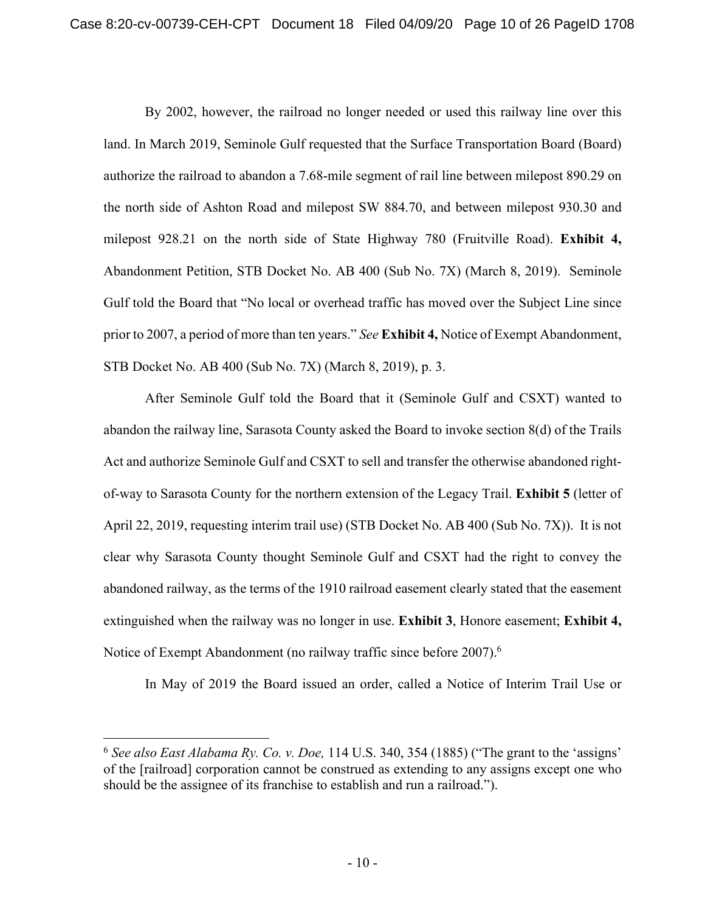By 2002, however, the railroad no longer needed or used this railway line over this land. In March 2019, Seminole Gulf requested that the Surface Transportation Board (Board) authorize the railroad to abandon a 7.68-mile segment of rail line between milepost 890.29 on the north side of Ashton Road and milepost SW 884.70, and between milepost 930.30 and milepost 928.21 on the north side of State Highway 780 (Fruitville Road). **Exhibit 4,** Abandonment Petition, STB Docket No. AB 400 (Sub No. 7X) (March 8, 2019). Seminole Gulf told the Board that "No local or overhead traffic has moved over the Subject Line since prior to 2007, a period of more than ten years." *See* **Exhibit 4,** Notice of Exempt Abandonment, STB Docket No. AB 400 (Sub No. 7X) (March 8, 2019), p. 3.

After Seminole Gulf told the Board that it (Seminole Gulf and CSXT) wanted to abandon the railway line, Sarasota County asked the Board to invoke section 8(d) of the Trails Act and authorize Seminole Gulf and CSXT to sell and transfer the otherwise abandoned right-of-way to Sarasota County for the northern extension of the Legacy Trail. **Exhibit 5** (letter of April 22, 2019, requesting interim trail use) (STB Docket No. AB 400 (Sub No. 7X)). It is not clear why Sarasota County thought Seminole Gulf and CSXT had the right to convey the abandoned railway, as the terms of the 1910 railroad easement clearly stated that the easement extinguished when the railway was no longer in use. **Exhibit 3**, Honore easement; **Exhibit 4,** Notice of Exempt Abandonment (no railway traffic since before 2007).[6]

In May of 2019 the Board issued an order, called a Notice of Interim Trail Use or

---

[6] *See also East Alabama Ry. Co. v. Doe,* 114 U.S. 340, 354 (1885) ("The grant to the 'assigns' of the [railroad] corporation cannot be construed as extending to any assigns except one who should be the assignee of its franchise to establish and run a railroad.").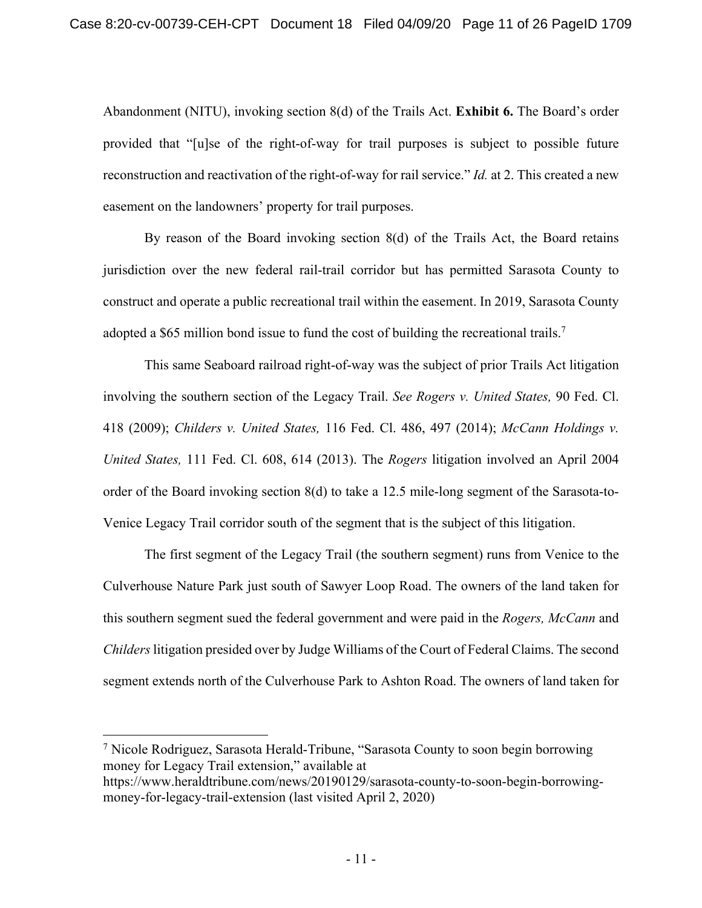Abandonment (NITU), invoking section 8(d) of the Trails Act. **Exhibit 6.** The Board's order provided that "[u]se of the right-of-way for trail purposes is subject to possible future reconstruction and reactivation of the right-of-way for rail service." *Id.* at 2. This created a new easement on the landowners' property for trail purposes.

By reason of the Board invoking section 8(d) of the Trails Act, the Board retains jurisdiction over the new federal rail-trail corridor but has permitted Sarasota County to construct and operate a public recreational trail within the easement. In 2019, Sarasota County adopted a $65 million bond issue to fund the cost of building the recreational trails.[7]

This same Seaboard railroad right-of-way was the subject of prior Trails Act litigation involving the southern section of the Legacy Trail. *See Rogers v. United States,* 90 Fed. Cl. 418 (2009); *Childers v. United States,* 116 Fed. Cl. 486, 497 (2014); *McCann Holdings v. United States,* 111 Fed. Cl. 608, 614 (2013). The *Rogers* litigation involved an April 2004 order of the Board invoking section 8(d) to take a 12.5 mile-long segment of the Sarasota-to-Venice Legacy Trail corridor south of the segment that is the subject of this litigation.

The first segment of the Legacy Trail (the southern segment) runs from Venice to the Culverhouse Nature Park just south of Sawyer Loop Road. The owners of the land taken for this southern segment sued the federal government and were paid in the *Rogers, McCann* and *Childers* litigation presided over by Judge Williams of the Court of Federal Claims. The second segment extends north of the Culverhouse Park to Ashton Road. The owners of land taken for

[7] Nicole Rodriguez, Sarasota Herald-Tribune, "Sarasota County to soon begin borrowing money for Legacy Trail extension," available at https://www.heraldtribune.com/news/20190129/sarasota-county-to-soon-begin-borrowing-money-for-legacy-trail-extension (last visited April 2, 2020)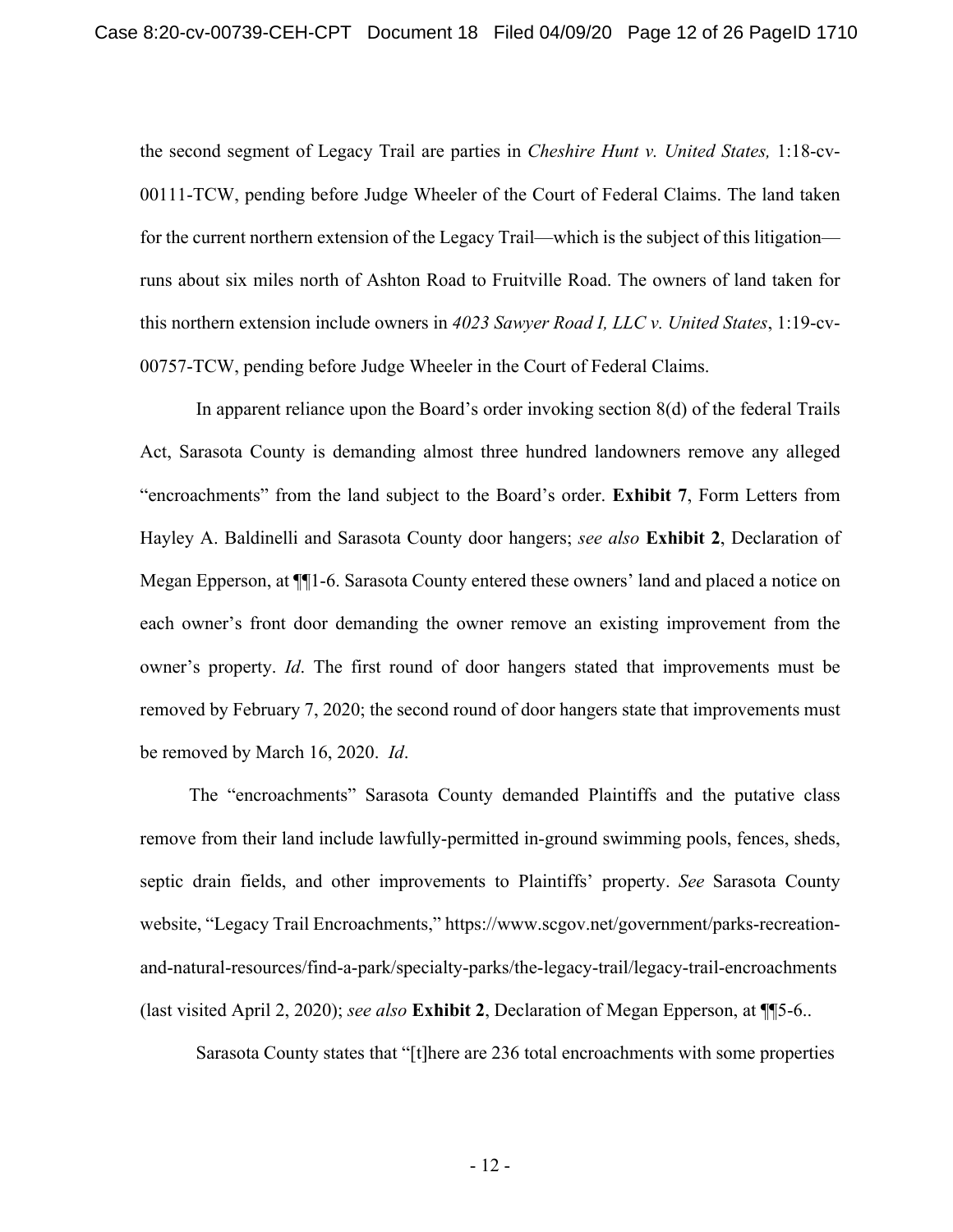the second segment of Legacy Trail are parties in *Cheshire Hunt v. United States,* 1:18-cv-00111-TCW, pending before Judge Wheeler of the Court of Federal Claims. The land taken for the current northern extension of the Legacy Trail—which is the subject of this litigation—runs about six miles north of Ashton Road to Fruitville Road. The owners of land taken for this northern extension include owners in *4023 Sawyer Road I, LLC v. United States*, 1:19-cv-00757-TCW, pending before Judge Wheeler in the Court of Federal Claims.

In apparent reliance upon the Board's order invoking section 8(d) of the federal Trails Act, Sarasota County is demanding almost three hundred landowners remove any alleged "encroachments" from the land subject to the Board's order. **Exhibit 7**, Form Letters from Hayley A. Baldinelli and Sarasota County door hangers; *see also* **Exhibit 2**, Declaration of Megan Epperson, at ¶¶1-6. Sarasota County entered these owners' land and placed a notice on each owner's front door demanding the owner remove an existing improvement from the owner's property. *Id*. The first round of door hangers stated that improvements must be removed by February 7, 2020; the second round of door hangers state that improvements must be removed by March 16, 2020. *Id*.

The "encroachments" Sarasota County demanded Plaintiffs and the putative class remove from their land include lawfully-permitted in-ground swimming pools, fences, sheds, septic drain fields, and other improvements to Plaintiffs' property. *See* Sarasota County website, "Legacy Trail Encroachments," https://www.scgov.net/government/parks-recreation-and-natural-resources/find-a-park/specialty-parks/the-legacy-trail/legacy-trail-encroachments (last visited April 2, 2020); *see also* **Exhibit 2**, Declaration of Megan Epperson, at ¶¶5-6..

Sarasota County states that "[t]here are 236 total encroachments with some properties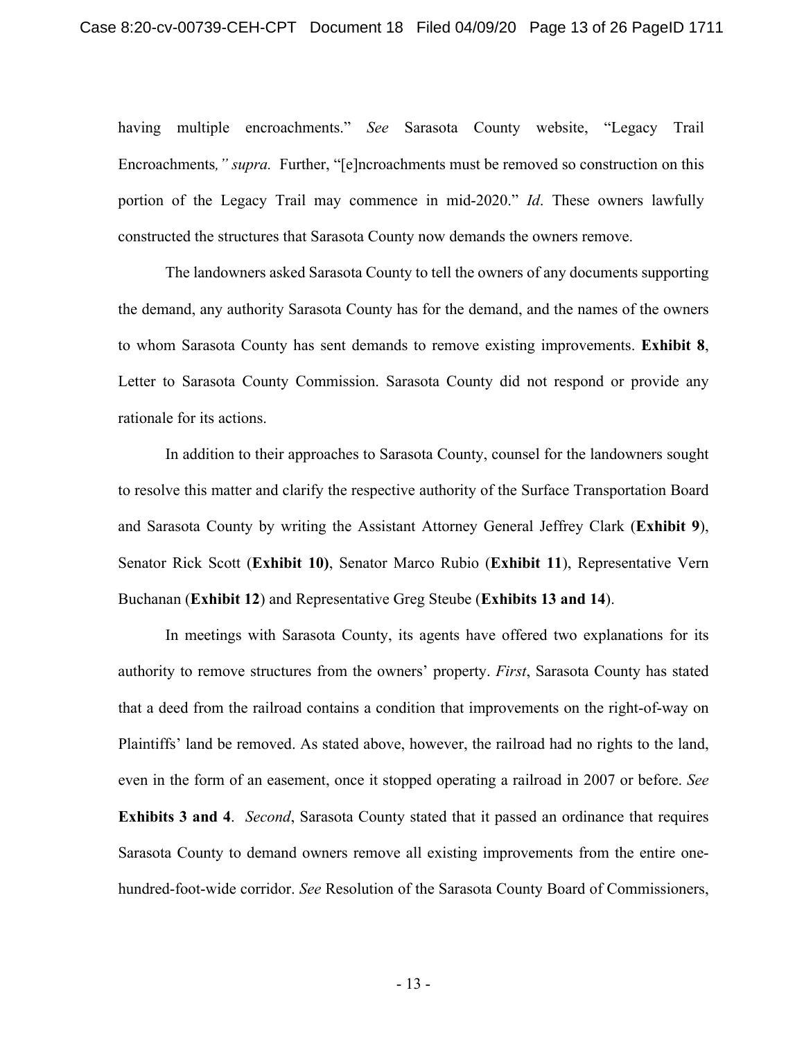having multiple encroachments." *See* Sarasota County website, "Legacy Trail Encroachments*," supra.* Further, "[e]ncroachments must be removed so construction on this portion of the Legacy Trail may commence in mid-2020." *Id*. These owners lawfully constructed the structures that Sarasota County now demands the owners remove.

The landowners asked Sarasota County to tell the owners of any documents supporting the demand, any authority Sarasota County has for the demand, and the names of the owners to whom Sarasota County has sent demands to remove existing improvements. **Exhibit 8**, Letter to Sarasota County Commission. Sarasota County did not respond or provide any rationale for its actions.

In addition to their approaches to Sarasota County, counsel for the landowners sought to resolve this matter and clarify the respective authority of the Surface Transportation Board and Sarasota County by writing the Assistant Attorney General Jeffrey Clark (**Exhibit 9**), Senator Rick Scott (**Exhibit 10)**, Senator Marco Rubio (**Exhibit 11**), Representative Vern Buchanan (**Exhibit 12**) and Representative Greg Steube (**Exhibits 13 and 14**).

In meetings with Sarasota County, its agents have offered two explanations for its authority to remove structures from the owners' property. *First*, Sarasota County has stated that a deed from the railroad contains a condition that improvements on the right-of-way on Plaintiffs' land be removed. As stated above, however, the railroad had no rights to the land, even in the form of an easement, once it stopped operating a railroad in 2007 or before. *See* **Exhibits 3 and 4**. *Second*, Sarasota County stated that it passed an ordinance that requires Sarasota County to demand owners remove all existing improvements from the entire one-hundred-foot-wide corridor. *See* Resolution of the Sarasota County Board of Commissioners,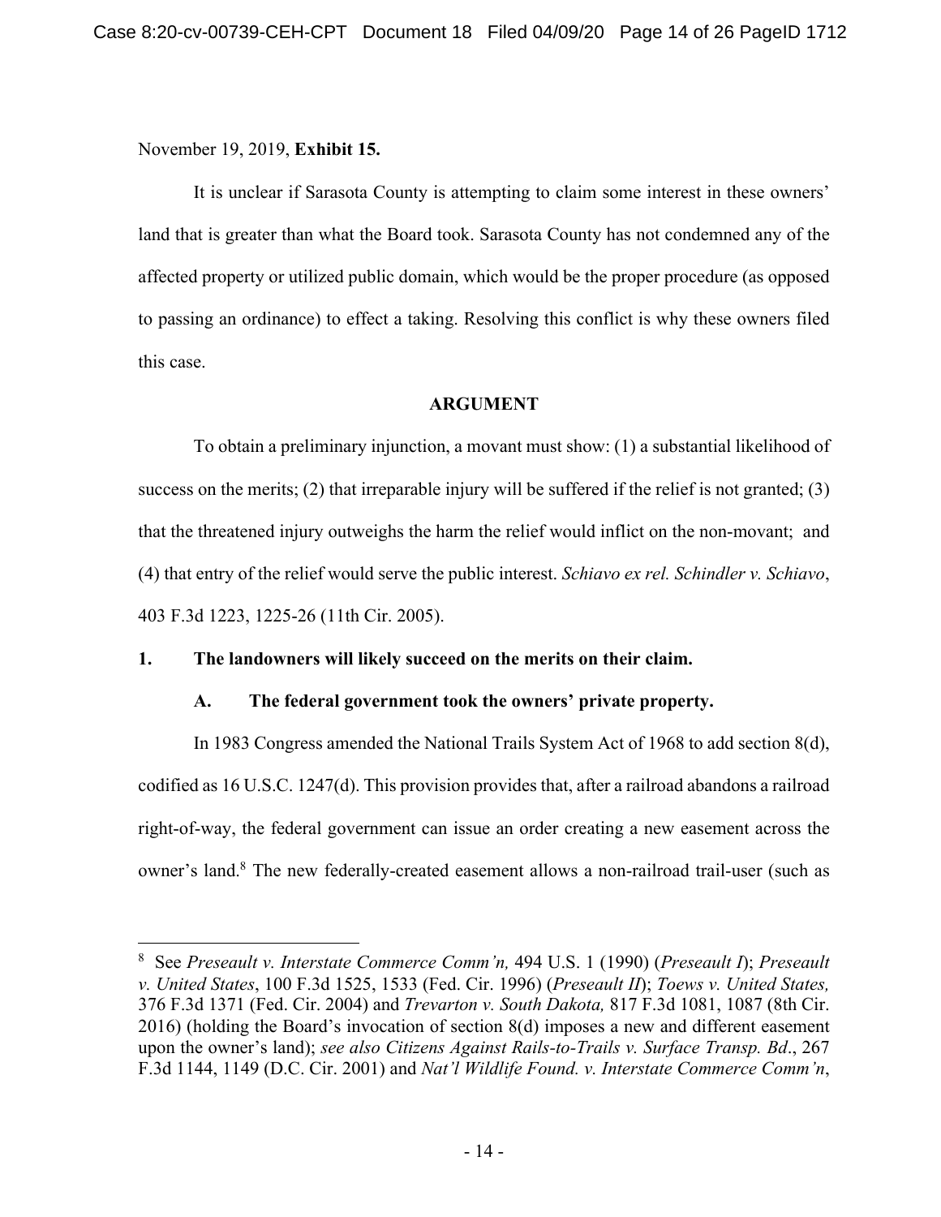November 19, 2019, **Exhibit 15.**

It is unclear if Sarasota County is attempting to claim some interest in these owners' land that is greater than what the Board took. Sarasota County has not condemned any of the affected property or utilized public domain, which would be the proper procedure (as opposed to passing an ordinance) to effect a taking. Resolving this conflict is why these owners filed this case.

## ARGUMENT

To obtain a preliminary injunction, a movant must show: (1) a substantial likelihood of success on the merits; (2) that irreparable injury will be suffered if the relief is not granted; (3) that the threatened injury outweighs the harm the relief would inflict on the non-movant; and (4) that entry of the relief would serve the public interest. *Schiavo ex rel. Schindler v. Schiavo*, 403 F.3d 1223, 1225-26 (11th Cir. 2005).

### 1. The landowners will likely succeed on the merits on their claim.

#### A. The federal government took the owners' private property.

In 1983 Congress amended the National Trails System Act of 1968 to add section 8(d), codified as 16 U.S.C. 1247(d). This provision provides that, after a railroad abandons a railroad right-of-way, the federal government can issue an order creating a new easement across the owner's land.[8] The new federally-created easement allows a non-railroad trail-user (such as

---

[8] See *Preseault v. Interstate Commerce Comm'n,* 494 U.S. 1 (1990) (*Preseault I*); *Preseault v. United States*, 100 F.3d 1525, 1533 (Fed. Cir. 1996) (*Preseault II*); *Toews v. United States,* 376 F.3d 1371 (Fed. Cir. 2004) and *Trevarton v. South Dakota,* 817 F.3d 1081, 1087 (8th Cir. 2016) (holding the Board's invocation of section 8(d) imposes a new and different easement upon the owner's land); *see also Citizens Against Rails-to-Trails v. Surface Transp. Bd*., 267 F.3d 1144, 1149 (D.C. Cir. 2001) and *Nat'l Wildlife Found. v. Interstate Commerce Comm'n*,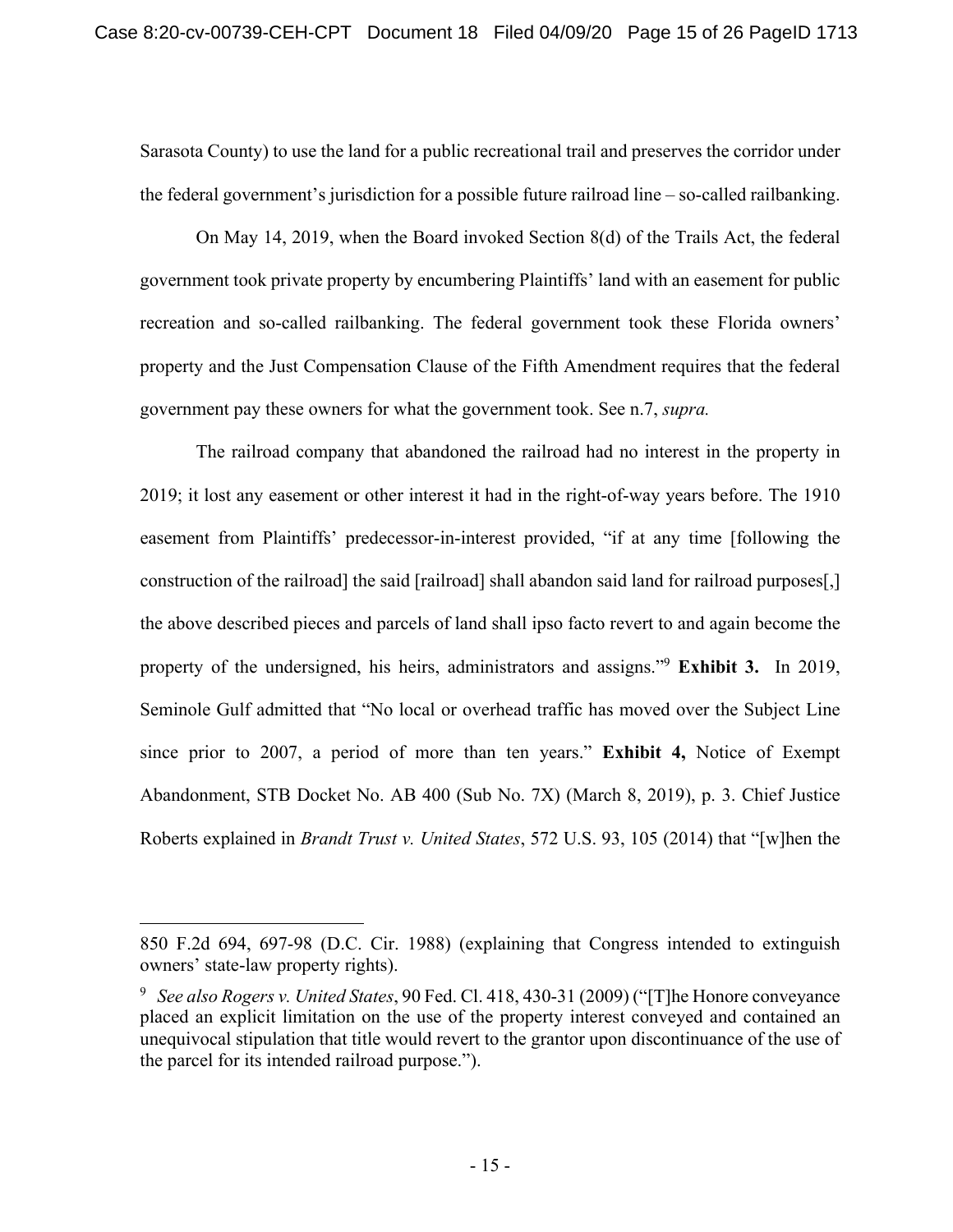Sarasota County) to use the land for a public recreational trail and preserves the corridor under the federal government's jurisdiction for a possible future railroad line – so-called railbanking.

On May 14, 2019, when the Board invoked Section 8(d) of the Trails Act, the federal government took private property by encumbering Plaintiffs' land with an easement for public recreation and so-called railbanking. The federal government took these Florida owners' property and the Just Compensation Clause of the Fifth Amendment requires that the federal government pay these owners for what the government took. See n.7, *supra.*

The railroad company that abandoned the railroad had no interest in the property in 2019; it lost any easement or other interest it had in the right-of-way years before. The 1910 easement from Plaintiffs' predecessor-in-interest provided, "if at any time [following the construction of the railroad] the said [railroad] shall abandon said land for railroad purposes[,] the above described pieces and parcels of land shall ipso facto revert to and again become the property of the undersigned, his heirs, administrators and assigns."[9] **Exhibit 3.** In 2019, Seminole Gulf admitted that "No local or overhead traffic has moved over the Subject Line since prior to 2007, a period of more than ten years." **Exhibit 4,** Notice of Exempt Abandonment, STB Docket No. AB 400 (Sub No. 7X) (March 8, 2019), p. 3. Chief Justice Roberts explained in *Brandt Trust v. United States*, 572 U.S. 93, 105 (2014) that "[w]hen the

---

850 F.2d 694, 697-98 (D.C. Cir. 1988) (explaining that Congress intended to extinguish owners' state-law property rights).

[9] *See also Rogers v. United States*, 90 Fed. Cl. 418, 430-31 (2009) ("[T]he Honore conveyance placed an explicit limitation on the use of the property interest conveyed and contained an unequivocal stipulation that title would revert to the grantor upon discontinuance of the use of the parcel for its intended railroad purpose.").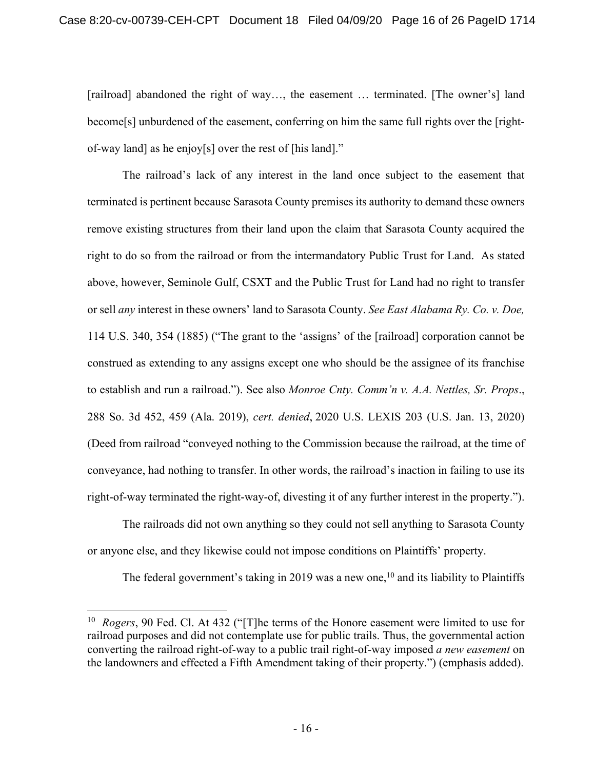[railroad] abandoned the right of way…, the easement … terminated. [The owner's] land become[s] unburdened of the easement, conferring on him the same full rights over the [right-of-way land] as he enjoy[s] over the rest of [his land]."

The railroad's lack of any interest in the land once subject to the easement that terminated is pertinent because Sarasota County premises its authority to demand these owners remove existing structures from their land upon the claim that Sarasota County acquired the right to do so from the railroad or from the intermandatory Public Trust for Land. As stated above, however, Seminole Gulf, CSXT and the Public Trust for Land had no right to transfer or sell *any* interest in these owners' land to Sarasota County. *See East Alabama Ry. Co. v. Doe,* 114 U.S. 340, 354 (1885) ("The grant to the 'assigns' of the [railroad] corporation cannot be construed as extending to any assigns except one who should be the assignee of its franchise to establish and run a railroad."). See also *Monroe Cnty. Comm'n v. A.A. Nettles, Sr. Props*., 288 So. 3d 452, 459 (Ala. 2019), *cert. denied*, 2020 U.S. LEXIS 203 (U.S. Jan. 13, 2020) (Deed from railroad "conveyed nothing to the Commission because the railroad, at the time of conveyance, had nothing to transfer. In other words, the railroad's inaction in failing to use its right-of-way terminated the right-way-of, divesting it of any further interest in the property.").

The railroads did not own anything so they could not sell anything to Sarasota County or anyone else, and they likewise could not impose conditions on Plaintiffs' property.

The federal government's taking in 2019 was a new one,[10] and its liability to Plaintiffs

---

[10] *Rogers*, 90 Fed. Cl. At 432 ("[T]he terms of the Honore easement were limited to use for railroad purposes and did not contemplate use for public trails. Thus, the governmental action converting the railroad right-of-way to a public trail right-of-way imposed *a new easement* on the landowners and effected a Fifth Amendment taking of their property.") (emphasis added).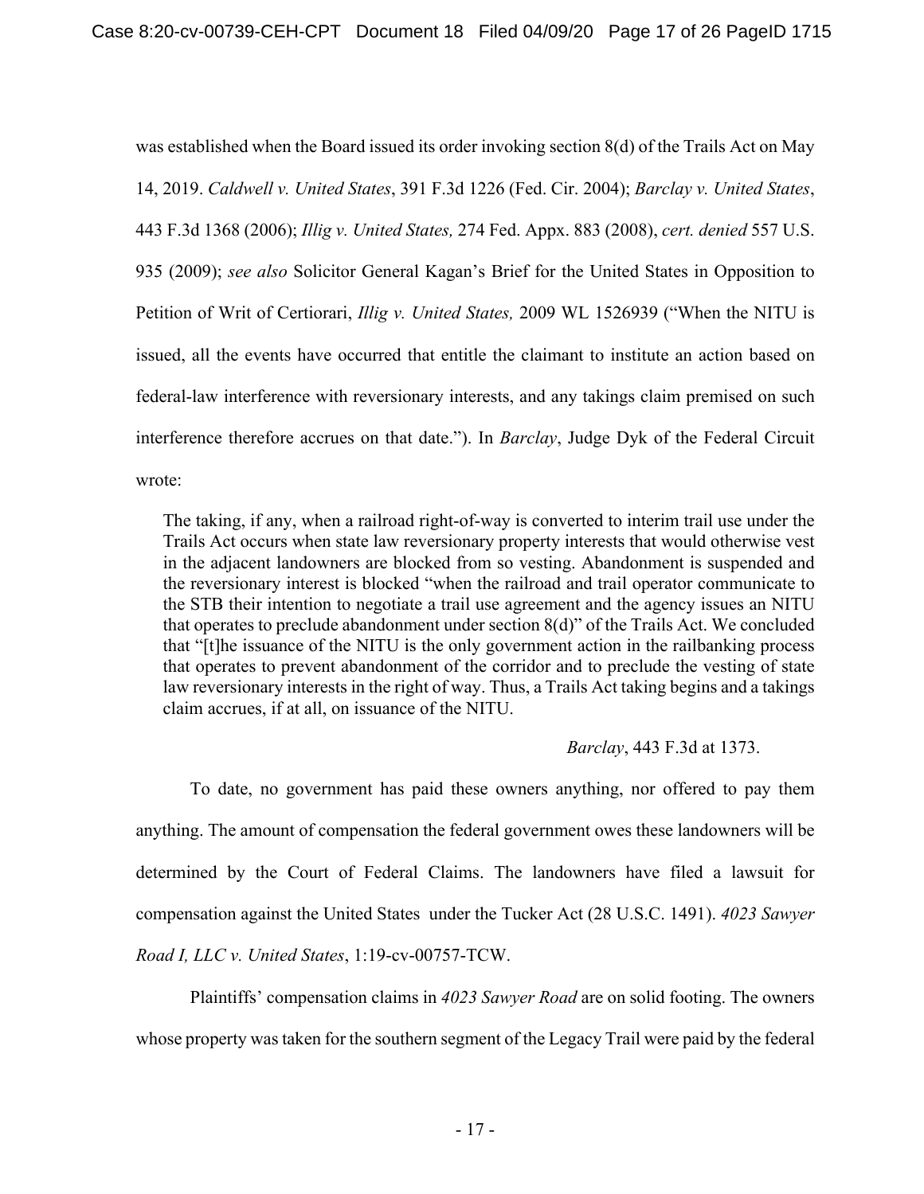was established when the Board issued its order invoking section 8(d) of the Trails Act on May 14, 2019. *Caldwell v. United States*, 391 F.3d 1226 (Fed. Cir. 2004); *Barclay v. United States*, 443 F.3d 1368 (2006); *Illig v. United States,* 274 Fed. Appx. 883 (2008), *cert. denied* 557 U.S. 935 (2009); *see also* Solicitor General Kagan's Brief for the United States in Opposition to Petition of Writ of Certiorari, *Illig v. United States,* 2009 WL 1526939 ("When the NITU is issued, all the events have occurred that entitle the claimant to institute an action based on federal-law interference with reversionary interests, and any takings claim premised on such interference therefore accrues on that date."). In *Barclay*, Judge Dyk of the Federal Circuit wrote:

> The taking, if any, when a railroad right-of-way is converted to interim trail use under the Trails Act occurs when state law reversionary property interests that would otherwise vest in the adjacent landowners are blocked from so vesting. Abandonment is suspended and the reversionary interest is blocked "when the railroad and trail operator communicate to the STB their intention to negotiate a trail use agreement and the agency issues an NITU that operates to preclude abandonment under section 8(d)" of the Trails Act. We concluded that "[t]he issuance of the NITU is the only government action in the railbanking process that operates to prevent abandonment of the corridor and to preclude the vesting of state law reversionary interests in the right of way. Thus, a Trails Act taking begins and a takings claim accrues, if at all, on issuance of the NITU.
>
> *Barclay*, 443 F.3d at 1373.

To date, no government has paid these owners anything, nor offered to pay them anything. The amount of compensation the federal government owes these landowners will be determined by the Court of Federal Claims. The landowners have filed a lawsuit for compensation against the United States under the Tucker Act (28 U.S.C. 1491). *4023 Sawyer Road I, LLC v. United States*, 1:19-cv-00757-TCW.

Plaintiffs' compensation claims in *4023 Sawyer Road* are on solid footing. The owners whose property was taken for the southern segment of the Legacy Trail were paid by the federal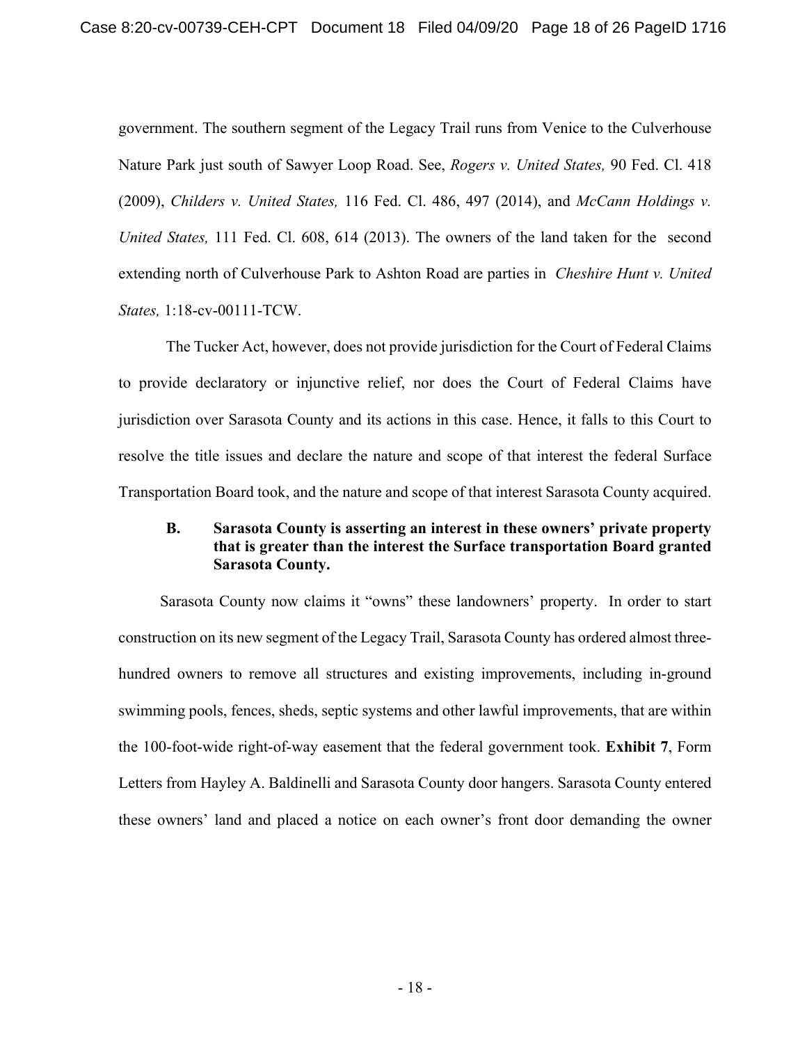government. The southern segment of the Legacy Trail runs from Venice to the Culverhouse Nature Park just south of Sawyer Loop Road. See, *Rogers v. United States,* 90 Fed. Cl. 418 (2009), *Childers v. United States,* 116 Fed. Cl. 486, 497 (2014), and *McCann Holdings v. United States,* 111 Fed. Cl. 608, 614 (2013). The owners of the land taken for the second extending north of Culverhouse Park to Ashton Road are parties in *Cheshire Hunt v. United States,* 1:18-cv-00111-TCW.

The Tucker Act, however, does not provide jurisdiction for the Court of Federal Claims to provide declaratory or injunctive relief, nor does the Court of Federal Claims have jurisdiction over Sarasota County and its actions in this case. Hence, it falls to this Court to resolve the title issues and declare the nature and scope of that interest the federal Surface Transportation Board took, and the nature and scope of that interest Sarasota County acquired.

### B. Sarasota County is asserting an interest in these owners' private property that is greater than the interest the Surface transportation Board granted Sarasota County.

Sarasota County now claims it "owns" these landowners' property. In order to start construction on its new segment of the Legacy Trail, Sarasota County has ordered almost three-hundred owners to remove all structures and existing improvements, including in-ground swimming pools, fences, sheds, septic systems and other lawful improvements, that are within the 100-foot-wide right-of-way easement that the federal government took. **Exhibit 7**, Form Letters from Hayley A. Baldinelli and Sarasota County door hangers. Sarasota County entered these owners' land and placed a notice on each owner's front door demanding the owner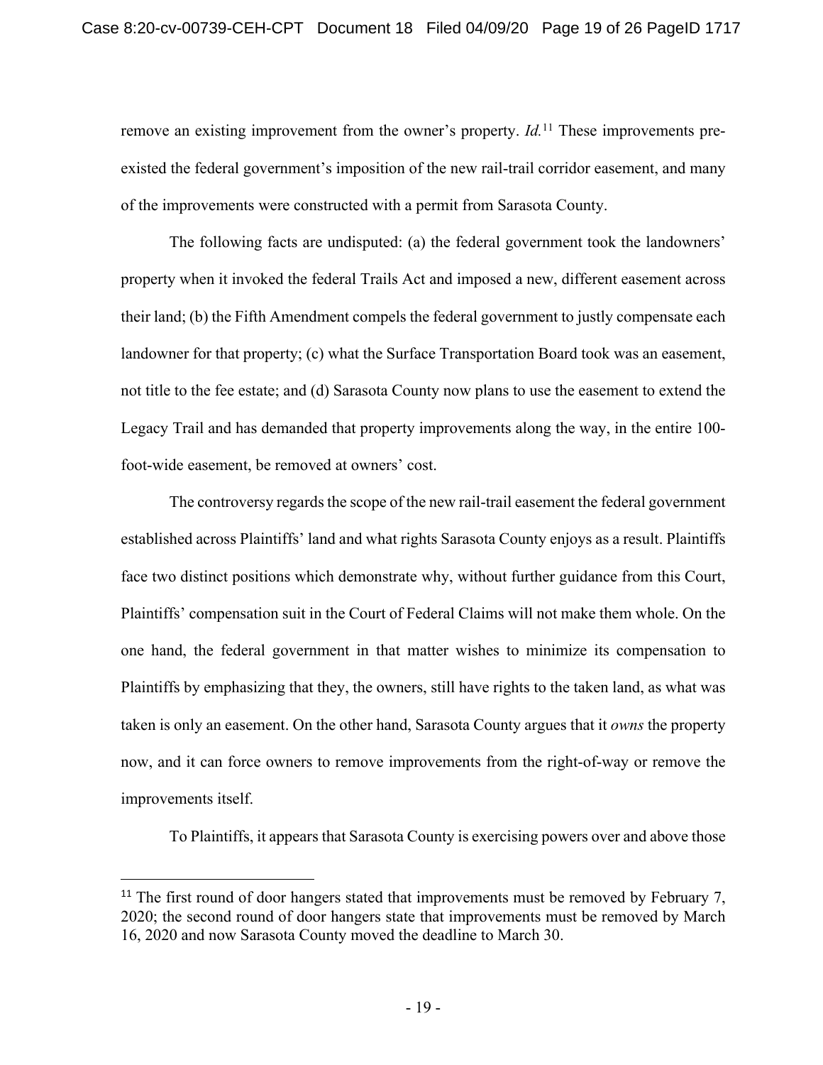remove an existing improvement from the owner's property. *Id.*[11] These improvements pre-existed the federal government's imposition of the new rail-trail corridor easement, and many of the improvements were constructed with a permit from Sarasota County.

The following facts are undisputed: (a) the federal government took the landowners' property when it invoked the federal Trails Act and imposed a new, different easement across their land; (b) the Fifth Amendment compels the federal government to justly compensate each landowner for that property; (c) what the Surface Transportation Board took was an easement, not title to the fee estate; and (d) Sarasota County now plans to use the easement to extend the Legacy Trail and has demanded that property improvements along the way, in the entire 100-foot-wide easement, be removed at owners' cost.

The controversy regards the scope of the new rail-trail easement the federal government established across Plaintiffs' land and what rights Sarasota County enjoys as a result. Plaintiffs face two distinct positions which demonstrate why, without further guidance from this Court, Plaintiffs' compensation suit in the Court of Federal Claims will not make them whole. On the one hand, the federal government in that matter wishes to minimize its compensation to Plaintiffs by emphasizing that they, the owners, still have rights to the taken land, as what was taken is only an easement. On the other hand, Sarasota County argues that it *owns* the property now, and it can force owners to remove improvements from the right-of-way or remove the improvements itself.

To Plaintiffs, it appears that Sarasota County is exercising powers over and above those

[11] The first round of door hangers stated that improvements must be removed by February 7, 2020; the second round of door hangers state that improvements must be removed by March 16, 2020 and now Sarasota County moved the deadline to March 30.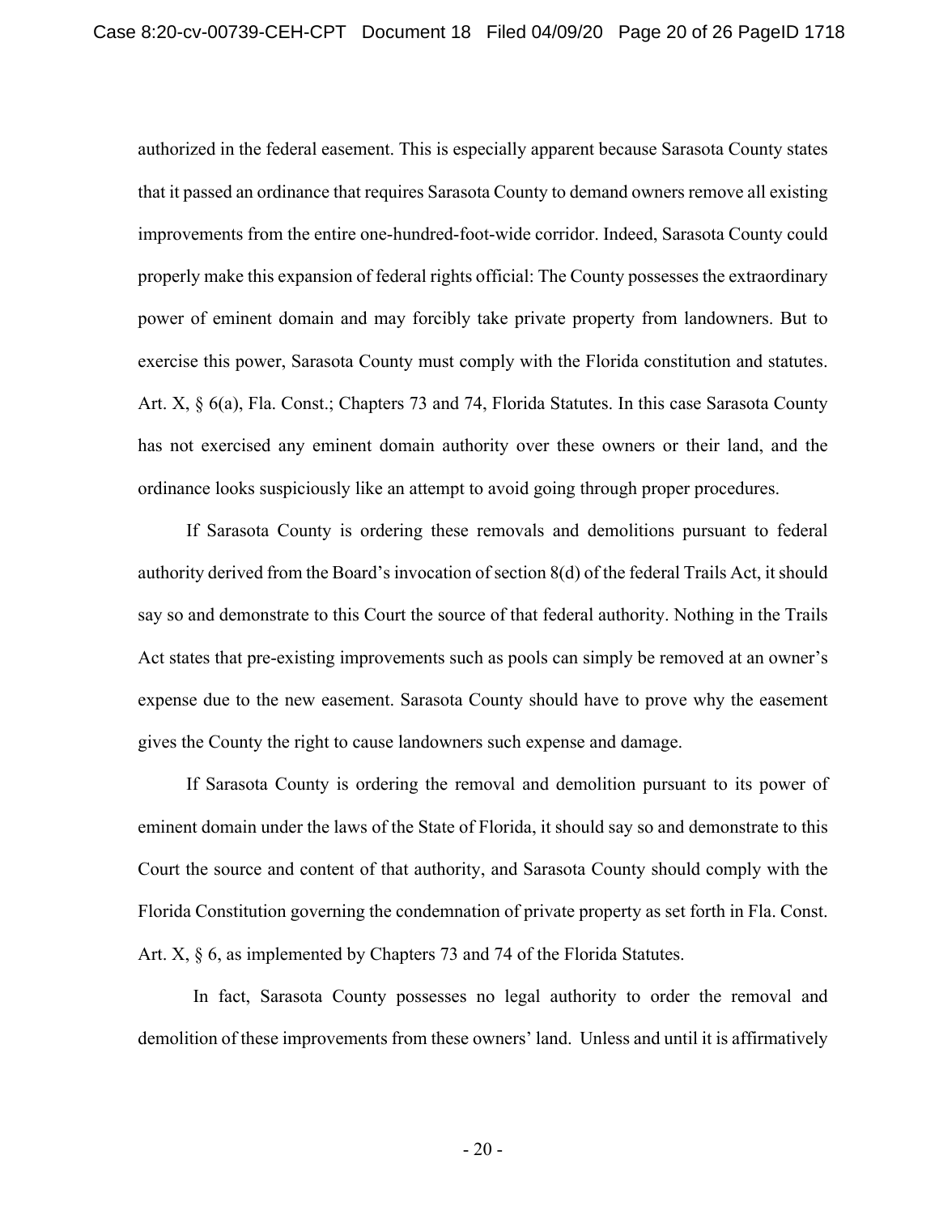authorized in the federal easement. This is especially apparent because Sarasota County states that it passed an ordinance that requires Sarasota County to demand owners remove all existing improvements from the entire one-hundred-foot-wide corridor. Indeed, Sarasota County could properly make this expansion of federal rights official: The County possesses the extraordinary power of eminent domain and may forcibly take private property from landowners. But to exercise this power, Sarasota County must comply with the Florida constitution and statutes. Art. X, § 6(a), Fla. Const.; Chapters 73 and 74, Florida Statutes. In this case Sarasota County has not exercised any eminent domain authority over these owners or their land, and the ordinance looks suspiciously like an attempt to avoid going through proper procedures.

If Sarasota County is ordering these removals and demolitions pursuant to federal authority derived from the Board's invocation of section 8(d) of the federal Trails Act, it should say so and demonstrate to this Court the source of that federal authority. Nothing in the Trails Act states that pre-existing improvements such as pools can simply be removed at an owner's expense due to the new easement. Sarasota County should have to prove why the easement gives the County the right to cause landowners such expense and damage.

If Sarasota County is ordering the removal and demolition pursuant to its power of eminent domain under the laws of the State of Florida, it should say so and demonstrate to this Court the source and content of that authority, and Sarasota County should comply with the Florida Constitution governing the condemnation of private property as set forth in Fla. Const. Art. X, § 6, as implemented by Chapters 73 and 74 of the Florida Statutes.

In fact, Sarasota County possesses no legal authority to order the removal and demolition of these improvements from these owners' land. Unless and until it is affirmatively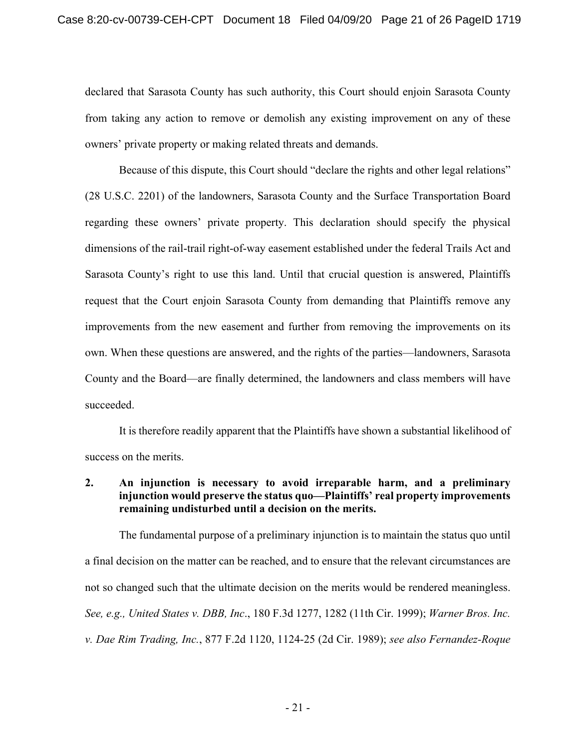declared that Sarasota County has such authority, this Court should enjoin Sarasota County from taking any action to remove or demolish any existing improvement on any of these owners' private property or making related threats and demands.

Because of this dispute, this Court should "declare the rights and other legal relations" (28 U.S.C. 2201) of the landowners, Sarasota County and the Surface Transportation Board regarding these owners' private property. This declaration should specify the physical dimensions of the rail-trail right-of-way easement established under the federal Trails Act and Sarasota County's right to use this land. Until that crucial question is answered, Plaintiffs request that the Court enjoin Sarasota County from demanding that Plaintiffs remove any improvements from the new easement and further from removing the improvements on its own. When these questions are answered, and the rights of the parties—landowners, Sarasota County and the Board—are finally determined, the landowners and class members will have succeeded.

It is therefore readily apparent that the Plaintiffs have shown a substantial likelihood of success on the merits.

**2. An injunction is necessary to avoid irreparable harm, and a preliminary injunction would preserve the status quo—Plaintiffs' real property improvements remaining undisturbed until a decision on the merits.**

The fundamental purpose of a preliminary injunction is to maintain the status quo until a final decision on the matter can be reached, and to ensure that the relevant circumstances are not so changed such that the ultimate decision on the merits would be rendered meaningless. *See, e.g., United States v. DBB, Inc*., 180 F.3d 1277, 1282 (11th Cir. 1999); *Warner Bros. Inc. v. Dae Rim Trading, Inc.*, 877 F.2d 1120, 1124-25 (2d Cir. 1989); *see also Fernandez-Roque*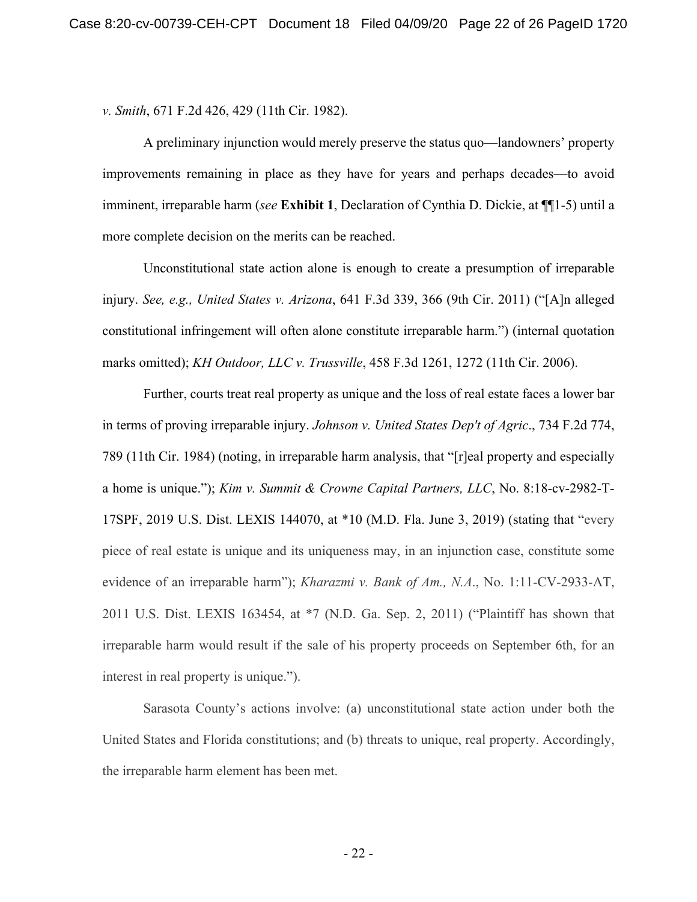*v. Smith*, 671 F.2d 426, 429 (11th Cir. 1982).

A preliminary injunction would merely preserve the status quo—landowners' property improvements remaining in place as they have for years and perhaps decades—to avoid imminent, irreparable harm (*see* **Exhibit 1**, Declaration of Cynthia D. Dickie, at ¶¶1-5) until a more complete decision on the merits can be reached.

Unconstitutional state action alone is enough to create a presumption of irreparable injury. *See, e.g., United States v. Arizona*, 641 F.3d 339, 366 (9th Cir. 2011) ("[A]n alleged constitutional infringement will often alone constitute irreparable harm.") (internal quotation marks omitted); *KH Outdoor, LLC v. Trussville*, 458 F.3d 1261, 1272 (11th Cir. 2006).

Further, courts treat real property as unique and the loss of real estate faces a lower bar in terms of proving irreparable injury. *Johnson v. United States Dep't of Agric*., 734 F.2d 774, 789 (11th Cir. 1984) (noting, in irreparable harm analysis, that "[r]eal property and especially a home is unique."); *Kim v. Summit & Crowne Capital Partners, LLC*, No. 8:18-cv-2982-T-17SPF, 2019 U.S. Dist. LEXIS 144070, at *10 (M.D. Fla. June 3, 2019) (stating that "every piece of real estate is unique and its uniqueness may, in an injunction case, constitute some evidence of an irreparable harm"); *Kharazmi v. Bank of Am., N.A*., No. 1:11-CV-2933-AT, 2011 U.S. Dist. LEXIS 163454, at *7 (N.D. Ga. Sep. 2, 2011) ("Plaintiff has shown that irreparable harm would result if the sale of his property proceeds on September 6th, for an interest in real property is unique.").

Sarasota County's actions involve: (a) unconstitutional state action under both the United States and Florida constitutions; and (b) threats to unique, real property. Accordingly, the irreparable harm element has been met.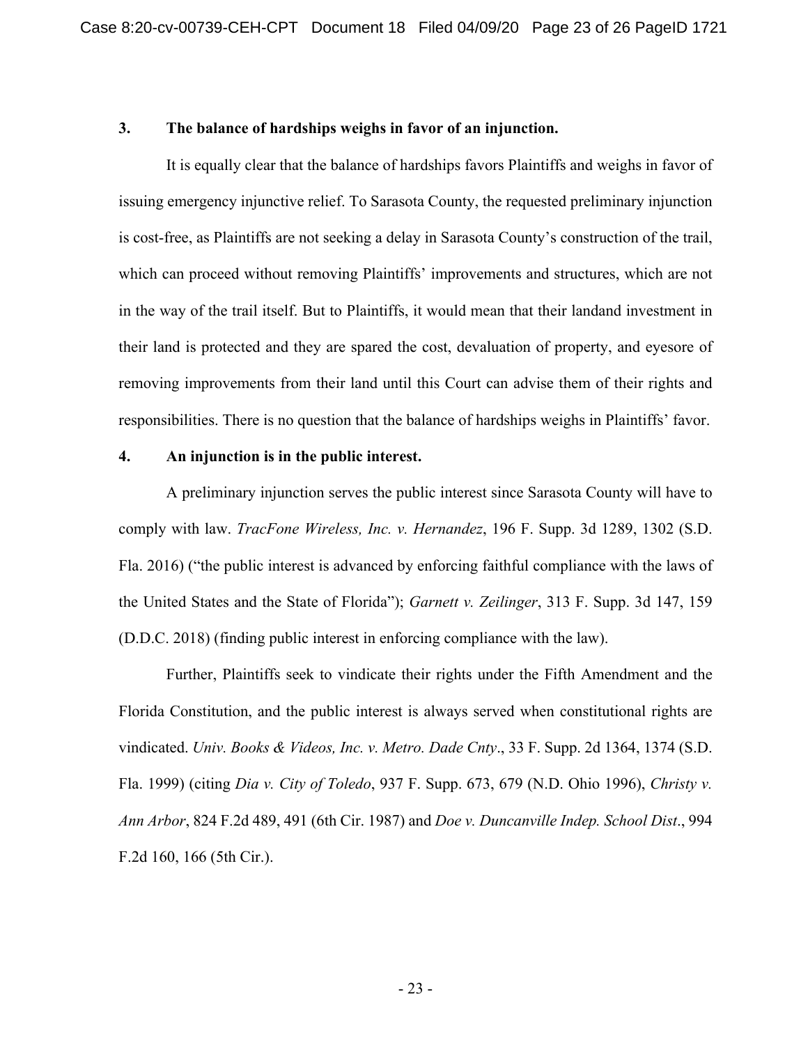### 3. The balance of hardships weighs in favor of an injunction.

It is equally clear that the balance of hardships favors Plaintiffs and weighs in favor of issuing emergency injunctive relief. To Sarasota County, the requested preliminary injunction is cost-free, as Plaintiffs are not seeking a delay in Sarasota County's construction of the trail, which can proceed without removing Plaintiffs' improvements and structures, which are not in the way of the trail itself. But to Plaintiffs, it would mean that their landand investment in their land is protected and they are spared the cost, devaluation of property, and eyesore of removing improvements from their land until this Court can advise them of their rights and responsibilities. There is no question that the balance of hardships weighs in Plaintiffs' favor.

### 4. An injunction is in the public interest.

A preliminary injunction serves the public interest since Sarasota County will have to comply with law. *TracFone Wireless, Inc. v. Hernandez*, 196 F. Supp. 3d 1289, 1302 (S.D. Fla. 2016) ("the public interest is advanced by enforcing faithful compliance with the laws of the United States and the State of Florida"); *Garnett v. Zeilinger*, 313 F. Supp. 3d 147, 159 (D.D.C. 2018) (finding public interest in enforcing compliance with the law).

Further, Plaintiffs seek to vindicate their rights under the Fifth Amendment and the Florida Constitution, and the public interest is always served when constitutional rights are vindicated. *Univ. Books & Videos, Inc. v. Metro. Dade Cnty*., 33 F. Supp. 2d 1364, 1374 (S.D. Fla. 1999) (citing *Dia v. City of Toledo*, 937 F. Supp. 673, 679 (N.D. Ohio 1996), *Christy v. Ann Arbor*, 824 F.2d 489, 491 (6th Cir. 1987) and *Doe v. Duncanville Indep. School Dist*., 994 F.2d 160, 166 (5th Cir.).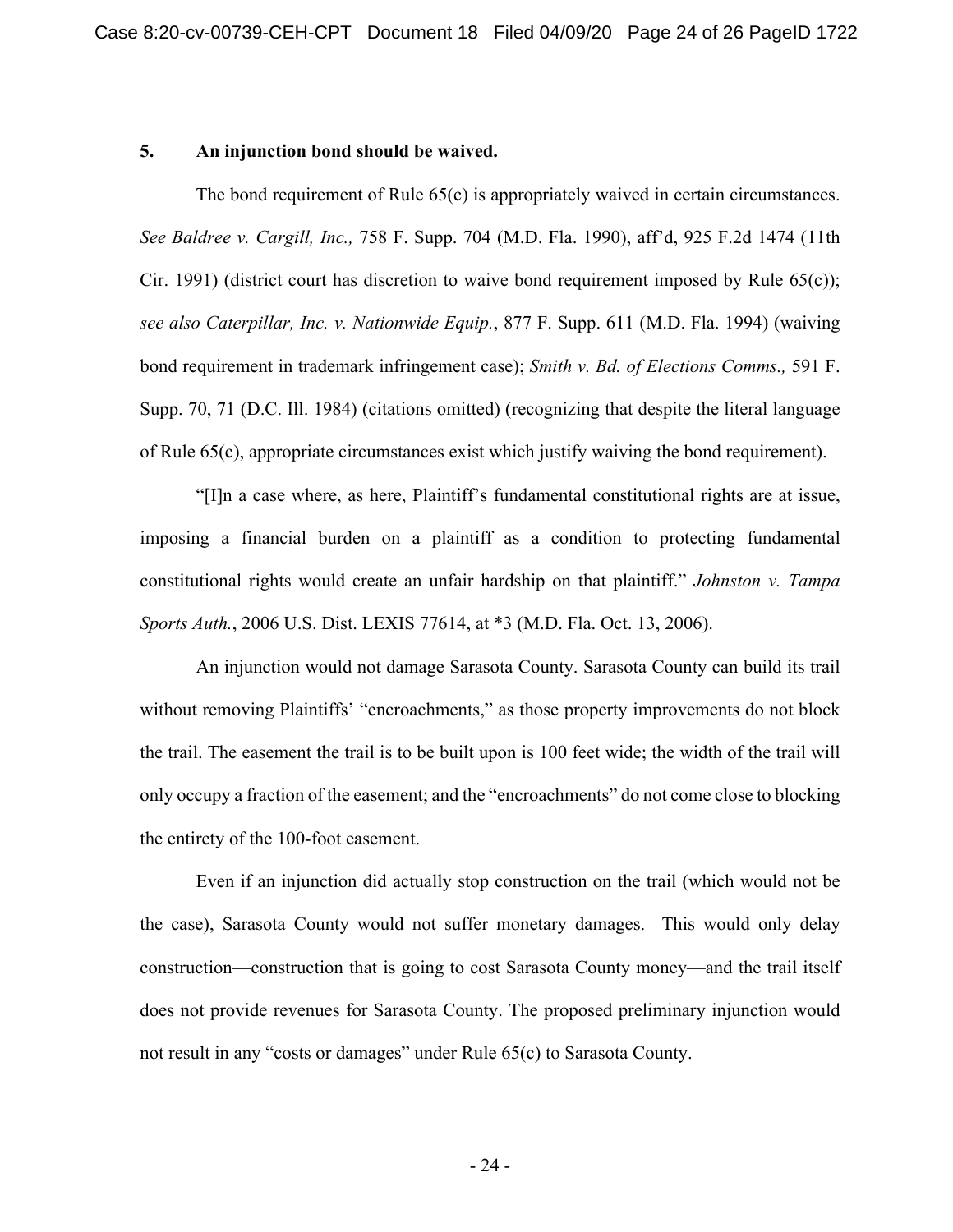**5. An injunction bond should be waived.**

The bond requirement of Rule 65(c) is appropriately waived in certain circumstances. *See Baldree v. Cargill, Inc.,* 758 F. Supp. 704 (M.D. Fla. 1990), aff'd, 925 F.2d 1474 (11th Cir. 1991) (district court has discretion to waive bond requirement imposed by Rule 65(c)); *see also Caterpillar, Inc. v. Nationwide Equip.*, 877 F. Supp. 611 (M.D. Fla. 1994) (waiving bond requirement in trademark infringement case); *Smith v. Bd. of Elections Comms.,* 591 F. Supp. 70, 71 (D.C. Ill. 1984) (citations omitted) (recognizing that despite the literal language of Rule 65(c), appropriate circumstances exist which justify waiving the bond requirement).

"[I]n a case where, as here, Plaintiff's fundamental constitutional rights are at issue, imposing a financial burden on a plaintiff as a condition to protecting fundamental constitutional rights would create an unfair hardship on that plaintiff." *Johnston v. Tampa Sports Auth.*, 2006 U.S. Dist. LEXIS 77614, at *3 (M.D. Fla. Oct. 13, 2006).

An injunction would not damage Sarasota County. Sarasota County can build its trail without removing Plaintiffs' "encroachments," as those property improvements do not block the trail. The easement the trail is to be built upon is 100 feet wide; the width of the trail will only occupy a fraction of the easement; and the "encroachments" do not come close to blocking the entirety of the 100-foot easement.

Even if an injunction did actually stop construction on the trail (which would not be the case), Sarasota County would not suffer monetary damages. This would only delay construction—construction that is going to cost Sarasota County money—and the trail itself does not provide revenues for Sarasota County. The proposed preliminary injunction would not result in any "costs or damages" under Rule 65(c) to Sarasota County.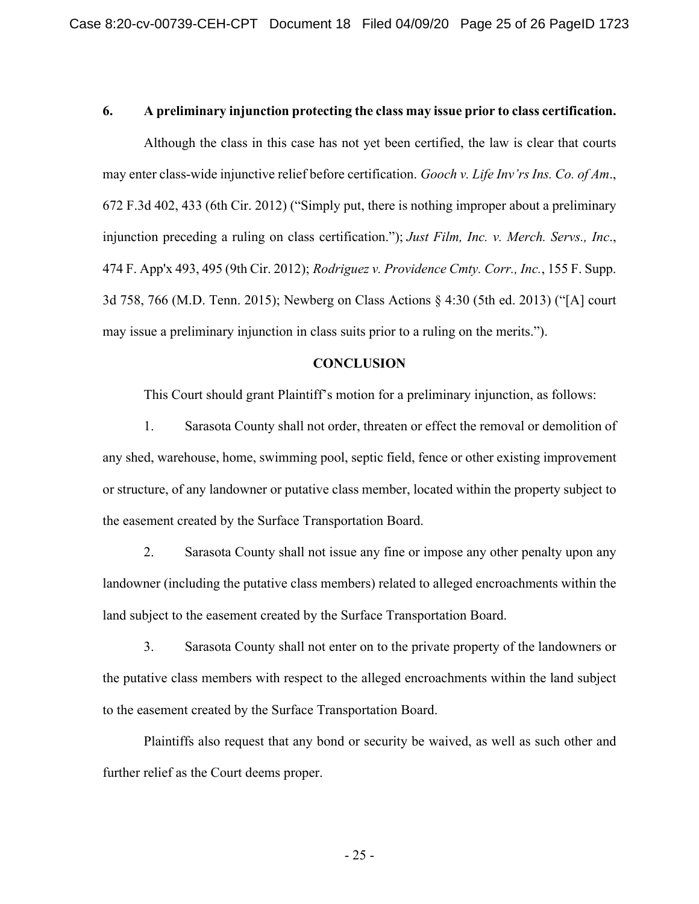### 6. A preliminary injunction protecting the class may issue prior to class certification.

Although the class in this case has not yet been certified, the law is clear that courts may enter class-wide injunctive relief before certification. *Gooch v. Life Inv'rs Ins. Co. of Am*., 672 F.3d 402, 433 (6th Cir. 2012) ("Simply put, there is nothing improper about a preliminary injunction preceding a ruling on class certification."); *Just Film, Inc. v. Merch. Servs., Inc*., 474 F. App'x 493, 495 (9th Cir. 2012); *Rodriguez v. Providence Cmty. Corr., Inc.*, 155 F. Supp. 3d 758, 766 (M.D. Tenn. 2015); Newberg on Class Actions § 4:30 (5th ed. 2013) ("[A] court may issue a preliminary injunction in class suits prior to a ruling on the merits.").

## CONCLUSION

This Court should grant Plaintiff's motion for a preliminary injunction, as follows:

1. Sarasota County shall not order, threaten or effect the removal or demolition of any shed, warehouse, home, swimming pool, septic field, fence or other existing improvement or structure, of any landowner or putative class member, located within the property subject to the easement created by the Surface Transportation Board.

2. Sarasota County shall not issue any fine or impose any other penalty upon any landowner (including the putative class members) related to alleged encroachments within the land subject to the easement created by the Surface Transportation Board.

3. Sarasota County shall not enter on to the private property of the landowners or the putative class members with respect to the alleged encroachments within the land subject to the easement created by the Surface Transportation Board.

Plaintiffs also request that any bond or security be waived, as well as such other and further relief as the Court deems proper.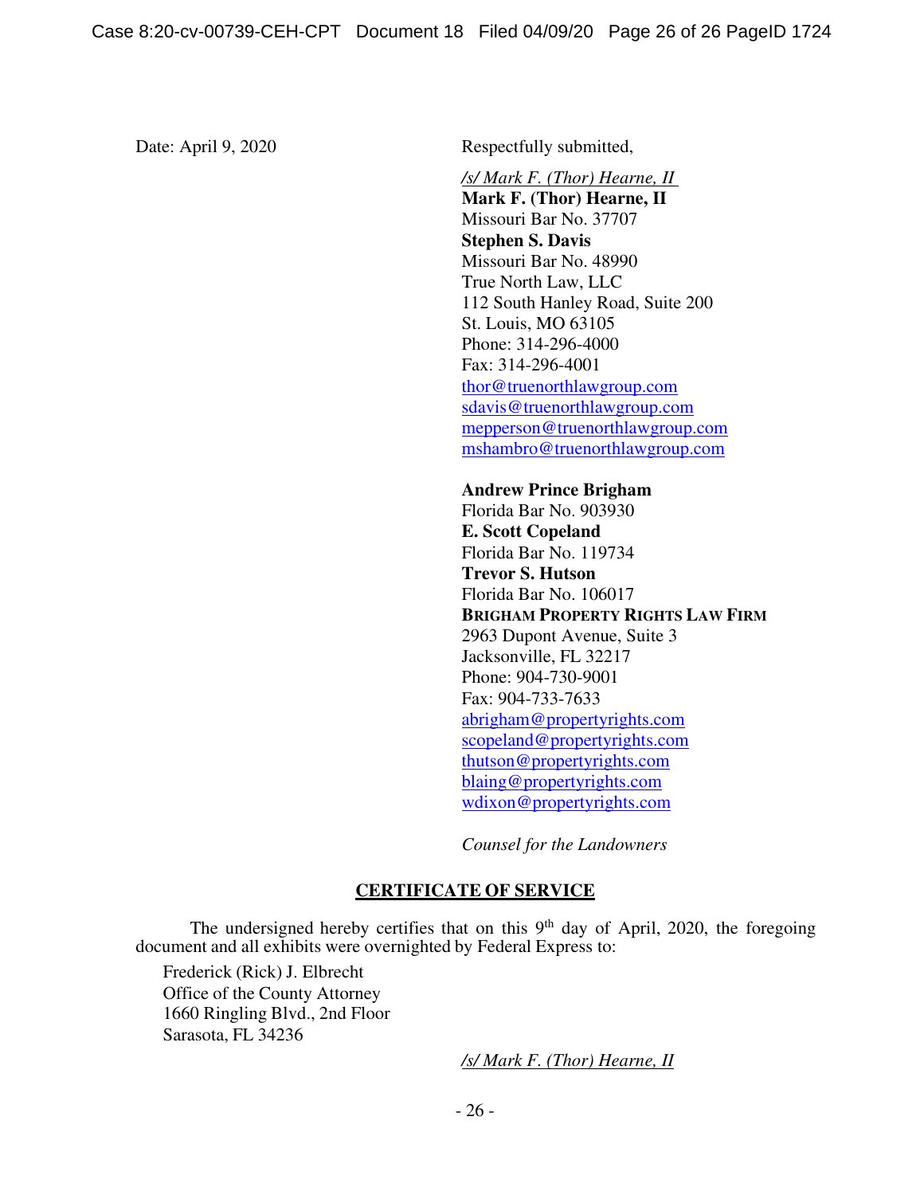Date: April 9, 2020

Respectfully submitted,

*/s/ Mark F. (Thor) Hearne, II*
**Mark F. (Thor) Hearne, II**
Missouri Bar No. 37707
**Stephen S. Davis**
Missouri Bar No. 48990
True North Law, LLC
112 South Hanley Road, Suite 200
St. Louis, MO 63105
Phone: 314-296-4000
Fax: 314-296-4001
thor@truenorthlawgroup.com
sdavis@truenorthlawgroup.com
mepperson@truenorthlawgroup.com
mshambro@truenorthlawgroup.com

**Andrew Prince Brigham**
Florida Bar No. 903930
**E. Scott Copeland**
Florida Bar No. 119734
**Trevor S. Hutson**
Florida Bar No. 106017
**BRIGHAM PROPERTY RIGHTS LAW FIRM**
2963 Dupont Avenue, Suite 3
Jacksonville, FL 32217
Phone: 904-730-9001
Fax: 904-733-7633
abrigham@propertyrights.com
scopeland@propertyrights.com
thutson@propertyrights.com
blaing@propertyrights.com
wdixon@propertyrights.com

*Counsel for the Landowners*

## CERTIFICATE OF SERVICE

The undersigned hereby certifies that on this 9th day of April, 2020, the foregoing document and all exhibits were overnighted by Federal Express to:

Frederick (Rick) J. Elbrecht
Office of the County Attorney
1660 Ringling Blvd., 2nd Floor
Sarasota, FL 34236

*/s/ Mark F. (Thor) Hearne, II*